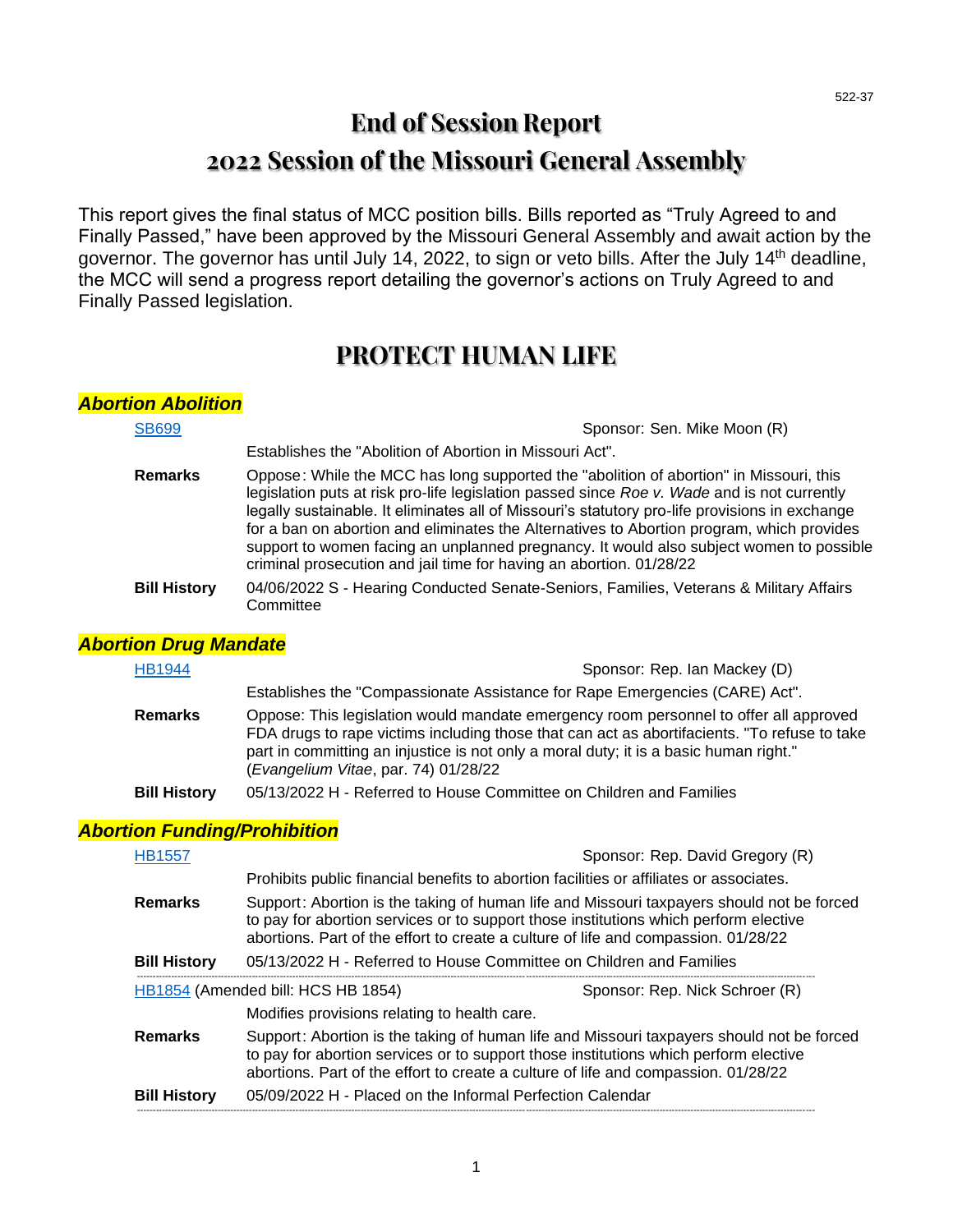522-37

# End of Session Report
# 2022 Session of the Missouri General Assembly

This report gives the final status of MCC position bills. Bills reported as "Truly Agreed to and Finally Passed," have been approved by the Missouri General Assembly and await action by the governor. The governor has until July 14, 2022, to sign or veto bills. After the July 14th deadline, the MCC will send a progress report detailing the governor's actions on Truly Agreed to and Finally Passed legislation.

## PROTECT HUMAN LIFE

### *Abortion Abolition*

**SB699** — Sponsor: Sen. Mike Moon (R)

Establishes the "Abolition of Abortion in Missouri Act".

**Remarks:** Oppose: While the MCC has long supported the "abolition of abortion" in Missouri, this legislation puts at risk pro-life legislation passed since *Roe v. Wade* and is not currently legally sustainable. It eliminates all of Missouri's statutory pro-life provisions in exchange for a ban on abortion and eliminates the Alternatives to Abortion program, which provides support to women facing an unplanned pregnancy. It would also subject women to possible criminal prosecution and jail time for having an abortion. 01/28/22

**Bill History:** 04/06/2022 S - Hearing Conducted Senate-Seniors, Families, Veterans & Military Affairs Committee

### *Abortion Drug Mandate*

**HB1944** — Sponsor: Rep. Ian Mackey (D)

Establishes the "Compassionate Assistance for Rape Emergencies (CARE) Act".

**Remarks:** Oppose: This legislation would mandate emergency room personnel to offer all approved FDA drugs to rape victims including those that can act as abortifacients. "To refuse to take part in committing an injustice is not only a moral duty; it is a basic human right." (*Evangelium Vitae*, par. 74) 01/28/22

**Bill History:** 05/13/2022 H - Referred to House Committee on Children and Families

### *Abortion Funding/Prohibition*

**HB1557** — Sponsor: Rep. David Gregory (R)

Prohibits public financial benefits to abortion facilities or affiliates or associates.

**Remarks:** Support: Abortion is the taking of human life and Missouri taxpayers should not be forced to pay for abortion services or to support those institutions which perform elective abortions. Part of the effort to create a culture of life and compassion. 01/28/22

**Bill History:** 05/13/2022 H - Referred to House Committee on Children and Families

---

**HB1854** (Amended bill: HCS HB 1854) — Sponsor: Rep. Nick Schroer (R)

Modifies provisions relating to health care.

**Remarks:** Support: Abortion is the taking of human life and Missouri taxpayers should not be forced to pay for abortion services or to support those institutions which perform elective abortions. Part of the effort to create a culture of life and compassion. 01/28/22

**Bill History:** 05/09/2022 H - Placed on the Informal Perfection Calendar

---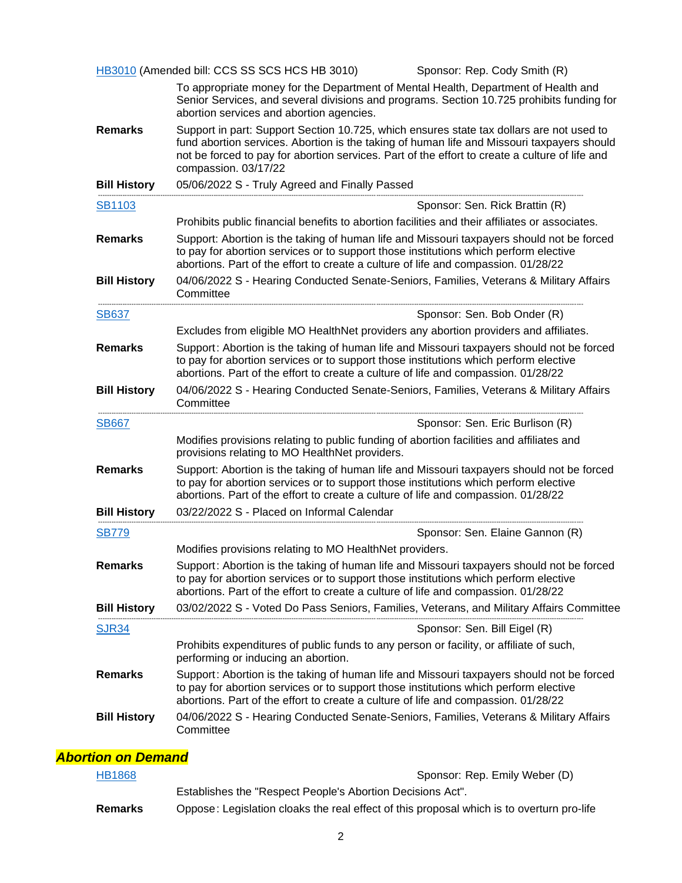[HB3010](#) (Amended bill: CCS SS SCS HCS HB 3010) Sponsor: Rep. Cody Smith (R)

To appropriate money for the Department of Mental Health, Department of Health and Senior Services, and several divisions and programs. Section 10.725 prohibits funding for abortion services and abortion agencies.

**Remarks** Support in part: Support Section 10.725, which ensures state tax dollars are not used to fund abortion services. Abortion is the taking of human life and Missouri taxpayers should not be forced to pay for abortion services. Part of the effort to create a culture of life and compassion. 03/17/22

**Bill History** 05/06/2022 S - Truly Agreed and Finally Passed

---

[SB1103](#) Sponsor: Sen. Rick Brattin (R)

Prohibits public financial benefits to abortion facilities and their affiliates or associates.

**Remarks** Support: Abortion is the taking of human life and Missouri taxpayers should not be forced to pay for abortion services or to support those institutions which perform elective abortions. Part of the effort to create a culture of life and compassion. 01/28/22

**Bill History** 04/06/2022 S - Hearing Conducted Senate-Seniors, Families, Veterans & Military Affairs Committee

---

[SB637](#) Sponsor: Sen. Bob Onder (R)

Excludes from eligible MO HealthNet providers any abortion providers and affiliates.

**Remarks** Support: Abortion is the taking of human life and Missouri taxpayers should not be forced to pay for abortion services or to support those institutions which perform elective abortions. Part of the effort to create a culture of life and compassion. 01/28/22

**Bill History** 04/06/2022 S - Hearing Conducted Senate-Seniors, Families, Veterans & Military Affairs Committee

---

[SB667](#) Sponsor: Sen. Eric Burlison (R)

Modifies provisions relating to public funding of abortion facilities and affiliates and provisions relating to MO HealthNet providers.

**Remarks** Support: Abortion is the taking of human life and Missouri taxpayers should not be forced to pay for abortion services or to support those institutions which perform elective abortions. Part of the effort to create a culture of life and compassion. 01/28/22

**Bill History** 03/22/2022 S - Placed on Informal Calendar

---

[SB779](#) Sponsor: Sen. Elaine Gannon (R)

Modifies provisions relating to MO HealthNet providers.

**Remarks** Support: Abortion is the taking of human life and Missouri taxpayers should not be forced to pay for abortion services or to support those institutions which perform elective abortions. Part of the effort to create a culture of life and compassion. 01/28/22

**Bill History** 03/02/2022 S - Voted Do Pass Seniors, Families, Veterans, and Military Affairs Committee

---

[SJR34](#) Sponsor: Sen. Bill Eigel (R)

Prohibits expenditures of public funds to any person or facility, or affiliate of such, performing or inducing an abortion.

**Remarks** Support: Abortion is the taking of human life and Missouri taxpayers should not be forced to pay for abortion services or to support those institutions which perform elective abortions. Part of the effort to create a culture of life and compassion. 01/28/22

**Bill History** 04/06/2022 S - Hearing Conducted Senate-Seniors, Families, Veterans & Military Affairs Committee

## ***Abortion on Demand***

[HB1868](#) Sponsor: Rep. Emily Weber (D)

Establishes the "Respect People's Abortion Decisions Act".

**Remarks** Oppose: Legislation cloaks the real effect of this proposal which is to overturn pro-life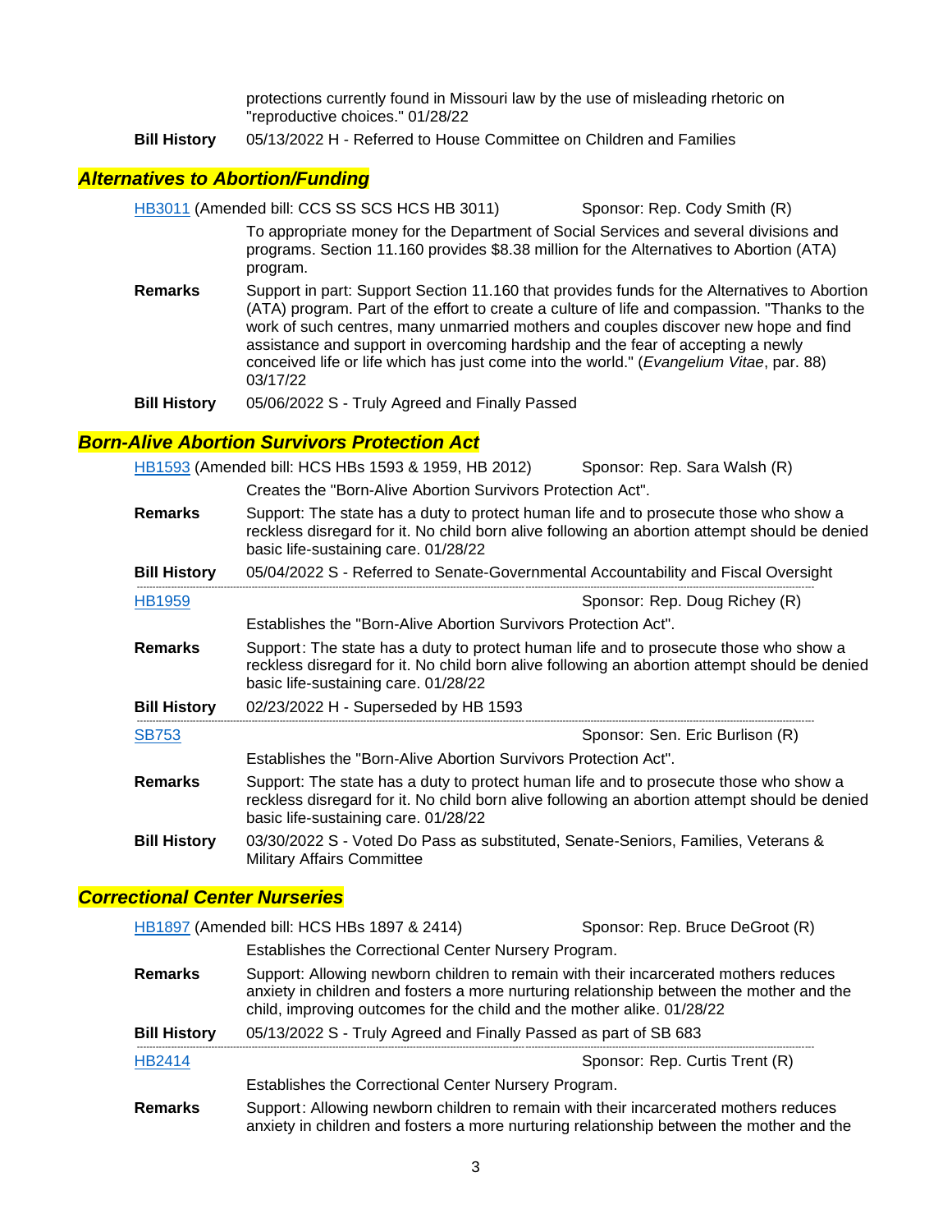protections currently found in Missouri law by the use of misleading rhetoric on "reproductive choices." 01/28/22

**Bill History** 05/13/2022 H - Referred to House Committee on Children and Families

## *Alternatives to Abortion/Funding*

HB3011 (Amended bill: CCS SS SCS HCS HB 3011) Sponsor: Rep. Cody Smith (R)

To appropriate money for the Department of Social Services and several divisions and programs. Section 11.160 provides $8.38 million for the Alternatives to Abortion (ATA) program.

**Remarks** Support in part: Support Section 11.160 that provides funds for the Alternatives to Abortion (ATA) program. Part of the effort to create a culture of life and compassion. "Thanks to the work of such centres, many unmarried mothers and couples discover new hope and find assistance and support in overcoming hardship and the fear of accepting a newly conceived life or life which has just come into the world." (*Evangelium Vitae*, par. 88) 03/17/22

**Bill History** 05/06/2022 S - Truly Agreed and Finally Passed

## *Born-Alive Abortion Survivors Protection Act*

HB1593 (Amended bill: HCS HBs 1593 & 1959, HB 2012) Sponsor: Rep. Sara Walsh (R)

Creates the "Born-Alive Abortion Survivors Protection Act".

**Remarks** Support: The state has a duty to protect human life and to prosecute those who show a reckless disregard for it. No child born alive following an abortion attempt should be denied basic life-sustaining care. 01/28/22

**Bill History** 05/04/2022 S - Referred to Senate-Governmental Accountability and Fiscal Oversight

---

HB1959 Sponsor: Rep. Doug Richey (R)

Establishes the "Born-Alive Abortion Survivors Protection Act".

**Remarks** Support: The state has a duty to protect human life and to prosecute those who show a reckless disregard for it. No child born alive following an abortion attempt should be denied basic life-sustaining care. 01/28/22

**Bill History** 02/23/2022 H - Superseded by HB 1593

---

SB753 Sponsor: Sen. Eric Burlison (R)

Establishes the "Born-Alive Abortion Survivors Protection Act".

**Remarks** Support: The state has a duty to protect human life and to prosecute those who show a reckless disregard for it. No child born alive following an abortion attempt should be denied basic life-sustaining care. 01/28/22

**Bill History** 03/30/2022 S - Voted Do Pass as substituted, Senate-Seniors, Families, Veterans & Military Affairs Committee

## *Correctional Center Nurseries*

HB1897 (Amended bill: HCS HBs 1897 & 2414) Sponsor: Rep. Bruce DeGroot (R)

Establishes the Correctional Center Nursery Program.

**Remarks** Support: Allowing newborn children to remain with their incarcerated mothers reduces anxiety in children and fosters a more nurturing relationship between the mother and the child, improving outcomes for the child and the mother alike. 01/28/22

**Bill History** 05/13/2022 S - Truly Agreed and Finally Passed as part of SB 683

---

HB2414 Sponsor: Rep. Curtis Trent (R)

Establishes the Correctional Center Nursery Program.

**Remarks** Support: Allowing newborn children to remain with their incarcerated mothers reduces anxiety in children and fosters a more nurturing relationship between the mother and the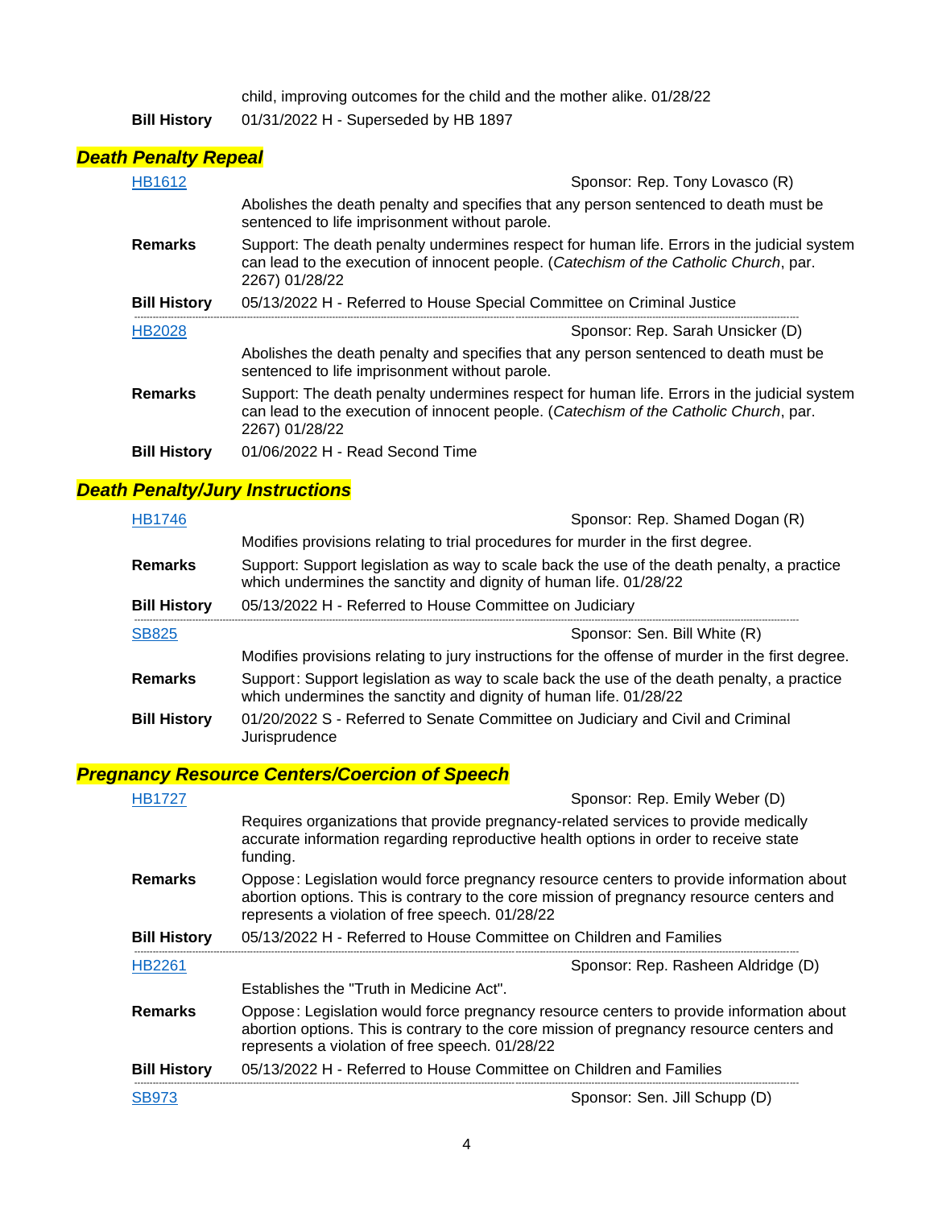child, improving outcomes for the child and the mother alike. 01/28/22

**Bill History** 01/31/2022 H - Superseded by HB 1897

## *Death Penalty Repeal*

[HB1612](#) Sponsor: Rep. Tony Lovasco (R)

Abolishes the death penalty and specifies that any person sentenced to death must be sentenced to life imprisonment without parole.

**Remarks** Support: The death penalty undermines respect for human life. Errors in the judicial system can lead to the execution of innocent people. (*Catechism of the Catholic Church*, par. 2267) 01/28/22

**Bill History** 05/13/2022 H - Referred to House Special Committee on Criminal Justice

---

[HB2028](#) Sponsor: Rep. Sarah Unsicker (D)

Abolishes the death penalty and specifies that any person sentenced to death must be sentenced to life imprisonment without parole.

**Remarks** Support: The death penalty undermines respect for human life. Errors in the judicial system can lead to the execution of innocent people. (*Catechism of the Catholic Church*, par. 2267) 01/28/22

**Bill History** 01/06/2022 H - Read Second Time

## *Death Penalty/Jury Instructions*

[HB1746](#) Sponsor: Rep. Shamed Dogan (R)

Modifies provisions relating to trial procedures for murder in the first degree.

**Remarks** Support: Support legislation as way to scale back the use of the death penalty, a practice which undermines the sanctity and dignity of human life. 01/28/22

**Bill History** 05/13/2022 H - Referred to House Committee on Judiciary

---

[SB825](#) Sponsor: Sen. Bill White (R)

Modifies provisions relating to jury instructions for the offense of murder in the first degree.

**Remarks** Support: Support legislation as way to scale back the use of the death penalty, a practice which undermines the sanctity and dignity of human life. 01/28/22

**Bill History** 01/20/2022 S - Referred to Senate Committee on Judiciary and Civil and Criminal Jurisprudence

## *Pregnancy Resource Centers/Coercion of Speech*

[HB1727](#) Sponsor: Rep. Emily Weber (D)

Requires organizations that provide pregnancy-related services to provide medically accurate information regarding reproductive health options in order to receive state funding.

**Remarks** Oppose: Legislation would force pregnancy resource centers to provide information about abortion options. This is contrary to the core mission of pregnancy resource centers and represents a violation of free speech. 01/28/22

**Bill History** 05/13/2022 H - Referred to House Committee on Children and Families

---

[HB2261](#) Sponsor: Rep. Rasheen Aldridge (D)

Establishes the "Truth in Medicine Act".

**Remarks** Oppose: Legislation would force pregnancy resource centers to provide information about abortion options. This is contrary to the core mission of pregnancy resource centers and represents a violation of free speech. 01/28/22

**Bill History** 05/13/2022 H - Referred to House Committee on Children and Families

---

[SB973](#) Sponsor: Sen. Jill Schupp (D)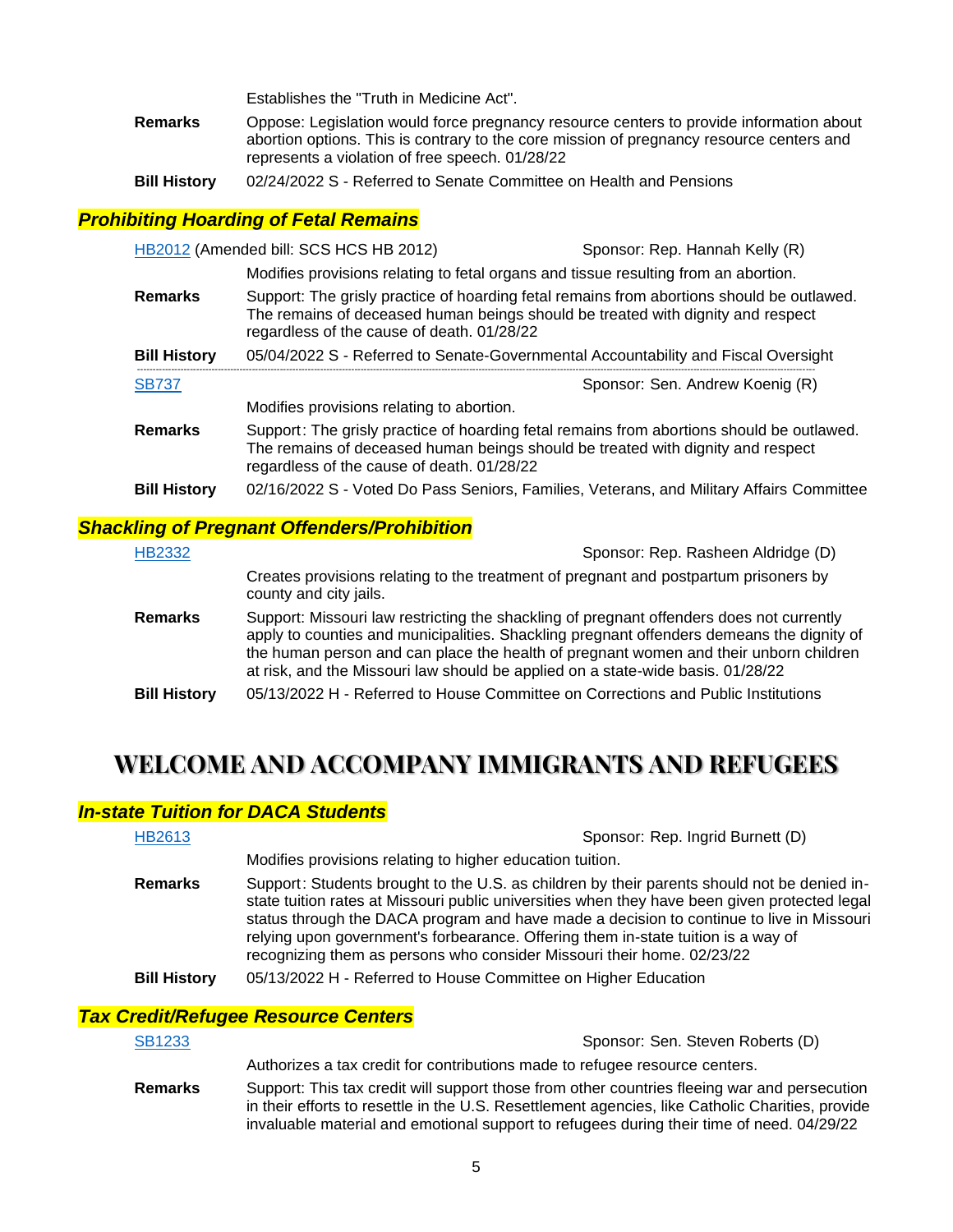Establishes the "Truth in Medicine Act".

**Remarks** Oppose: Legislation would force pregnancy resource centers to provide information about abortion options. This is contrary to the core mission of pregnancy resource centers and represents a violation of free speech. 01/28/22

**Bill History** 02/24/2022 S - Referred to Senate Committee on Health and Pensions

### *Prohibiting Hoarding of Fetal Remains*

HB2012 (Amended bill: SCS HCS HB 2012) Sponsor: Rep. Hannah Kelly (R)

Modifies provisions relating to fetal organs and tissue resulting from an abortion.

**Remarks** Support: The grisly practice of hoarding fetal remains from abortions should be outlawed. The remains of deceased human beings should be treated with dignity and respect regardless of the cause of death. 01/28/22

**Bill History** 05/04/2022 S - Referred to Senate-Governmental Accountability and Fiscal Oversight

---

SB737 Sponsor: Sen. Andrew Koenig (R)

Modifies provisions relating to abortion.

**Remarks** Support: The grisly practice of hoarding fetal remains from abortions should be outlawed. The remains of deceased human beings should be treated with dignity and respect regardless of the cause of death. 01/28/22

**Bill History** 02/16/2022 S - Voted Do Pass Seniors, Families, Veterans, and Military Affairs Committee

### *Shackling of Pregnant Offenders/Prohibition*

HB2332 Sponsor: Rep. Rasheen Aldridge (D)

Creates provisions relating to the treatment of pregnant and postpartum prisoners by county and city jails.

**Remarks** Support: Missouri law restricting the shackling of pregnant offenders does not currently apply to counties and municipalities. Shackling pregnant offenders demeans the dignity of the human person and can place the health of pregnant women and their unborn children at risk, and the Missouri law should be applied on a state-wide basis. 01/28/22

**Bill History** 05/13/2022 H - Referred to House Committee on Corrections and Public Institutions

## WELCOME AND ACCOMPANY IMMIGRANTS AND REFUGEES

### *In-state Tuition for DACA Students*

HB2613 Sponsor: Rep. Ingrid Burnett (D)

Modifies provisions relating to higher education tuition.

**Remarks** Support: Students brought to the U.S. as children by their parents should not be denied in-state tuition rates at Missouri public universities when they have been given protected legal status through the DACA program and have made a decision to continue to live in Missouri relying upon government's forbearance. Offering them in-state tuition is a way of recognizing them as persons who consider Missouri their home. 02/23/22

**Bill History** 05/13/2022 H - Referred to House Committee on Higher Education

### *Tax Credit/Refugee Resource Centers*

SB1233 Sponsor: Sen. Steven Roberts (D)

Authorizes a tax credit for contributions made to refugee resource centers.

**Remarks** Support: This tax credit will support those from other countries fleeing war and persecution in their efforts to resettle in the U.S. Resettlement agencies, like Catholic Charities, provide invaluable material and emotional support to refugees during their time of need. 04/29/22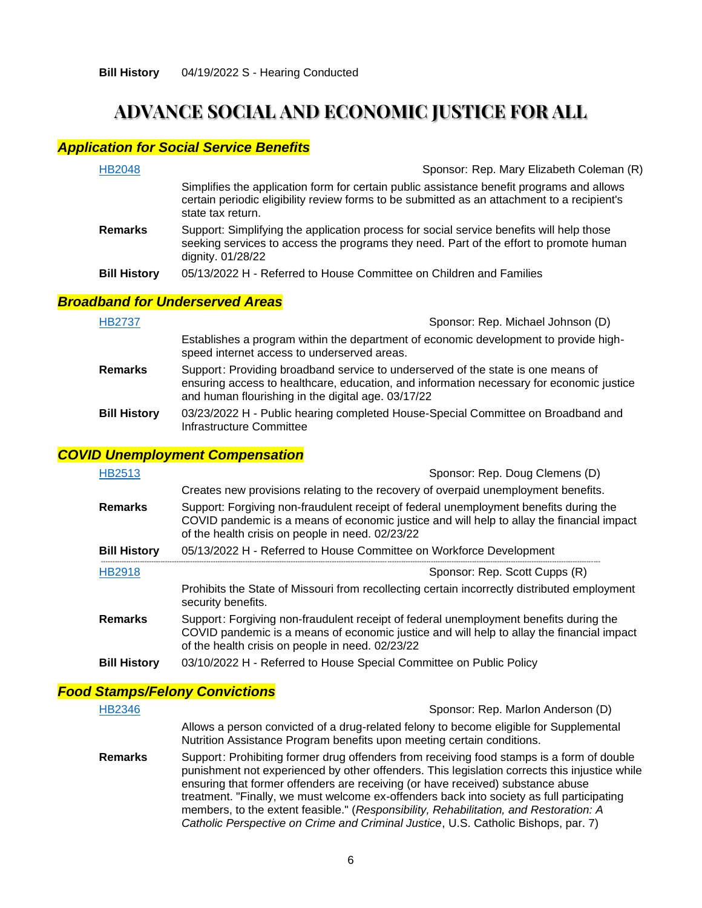**Bill History** 04/19/2022 S - Hearing Conducted

# ADVANCE SOCIAL AND ECONOMIC JUSTICE FOR ALL

## *Application for Social Service Benefits*

**HB2048** Sponsor: Rep. Mary Elizabeth Coleman (R)

Simplifies the application form for certain public assistance benefit programs and allows certain periodic eligibility review forms to be submitted as an attachment to a recipient's state tax return.

**Remarks** Support: Simplifying the application process for social service benefits will help those seeking services to access the programs they need. Part of the effort to promote human dignity. 01/28/22

**Bill History** 05/13/2022 H - Referred to House Committee on Children and Families

## *Broadband for Underserved Areas*

**HB2737** Sponsor: Rep. Michael Johnson (D)

Establishes a program within the department of economic development to provide high-speed internet access to underserved areas.

**Remarks** Support: Providing broadband service to underserved of the state is one means of ensuring access to healthcare, education, and information necessary for economic justice and human flourishing in the digital age. 03/17/22

**Bill History** 03/23/2022 H - Public hearing completed House-Special Committee on Broadband and Infrastructure Committee

## *COVID Unemployment Compensation*

**HB2513** Sponsor: Rep. Doug Clemens (D)

Creates new provisions relating to the recovery of overpaid unemployment benefits.

**Remarks** Support: Forgiving non-fraudulent receipt of federal unemployment benefits during the COVID pandemic is a means of economic justice and will help to allay the financial impact of the health crisis on people in need. 02/23/22

**Bill History** 05/13/2022 H - Referred to House Committee on Workforce Development

---

**HB2918** Sponsor: Rep. Scott Cupps (R)

Prohibits the State of Missouri from recollecting certain incorrectly distributed employment security benefits.

**Remarks** Support: Forgiving non-fraudulent receipt of federal unemployment benefits during the COVID pandemic is a means of economic justice and will help to allay the financial impact of the health crisis on people in need. 02/23/22

**Bill History** 03/10/2022 H - Referred to House Special Committee on Public Policy

## *Food Stamps/Felony Convictions*

**HB2346** Sponsor: Rep. Marlon Anderson (D)

Allows a person convicted of a drug-related felony to become eligible for Supplemental Nutrition Assistance Program benefits upon meeting certain conditions.

**Remarks** Support: Prohibiting former drug offenders from receiving food stamps is a form of double punishment not experienced by other offenders. This legislation corrects this injustice while ensuring that former offenders are receiving (or have received) substance abuse treatment. "Finally, we must welcome ex-offenders back into society as full participating members, to the extent feasible." (*Responsibility, Rehabilitation, and Restoration: A Catholic Perspective on Crime and Criminal Justice*, U.S. Catholic Bishops, par. 7)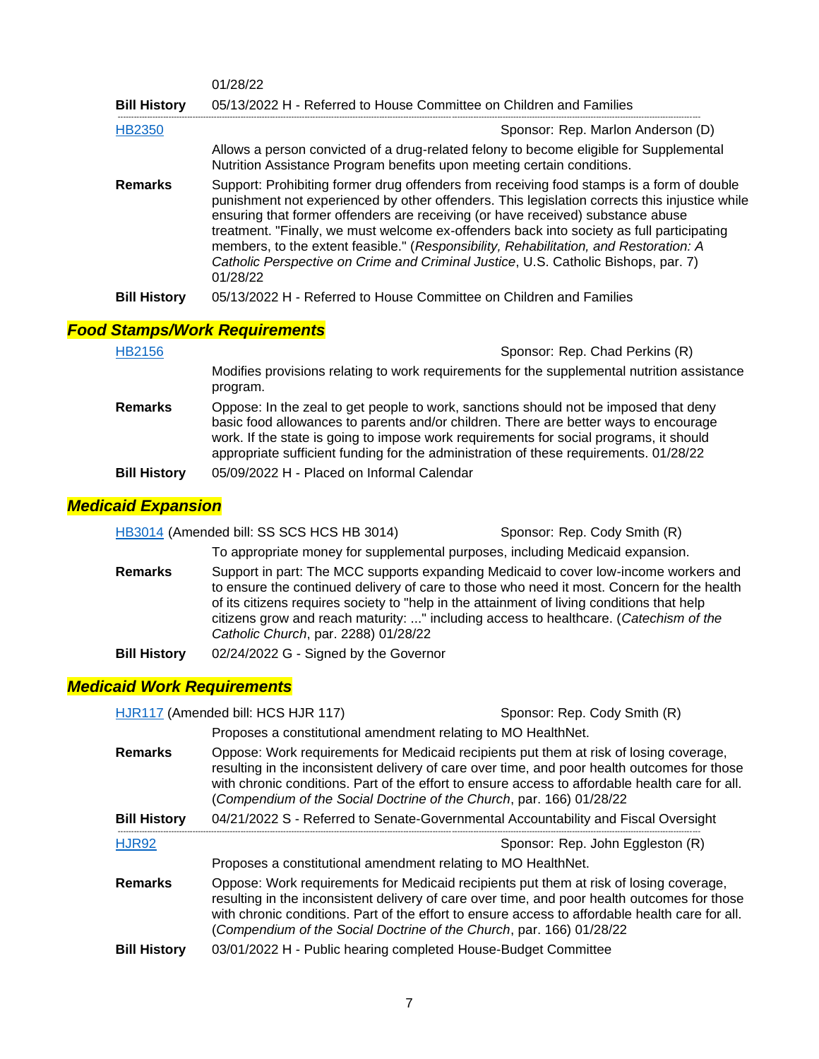01/28/22

**Bill History** 05/13/2022 H - Referred to House Committee on Children and Families

---

HB2350 — Sponsor: Rep. Marlon Anderson (D)

Allows a person convicted of a drug-related felony to become eligible for Supplemental Nutrition Assistance Program benefits upon meeting certain conditions.

**Remarks** Support: Prohibiting former drug offenders from receiving food stamps is a form of double punishment not experienced by other offenders. This legislation corrects this injustice while ensuring that former offenders are receiving (or have received) substance abuse treatment. "Finally, we must welcome ex-offenders back into society as full participating members, to the extent feasible." (*Responsibility, Rehabilitation, and Restoration: A Catholic Perspective on Crime and Criminal Justice*, U.S. Catholic Bishops, par. 7) 01/28/22

**Bill History** 05/13/2022 H - Referred to House Committee on Children and Families

## *Food Stamps/Work Requirements*

HB2156 — Sponsor: Rep. Chad Perkins (R)

Modifies provisions relating to work requirements for the supplemental nutrition assistance program.

**Remarks** Oppose: In the zeal to get people to work, sanctions should not be imposed that deny basic food allowances to parents and/or children. There are better ways to encourage work. If the state is going to impose work requirements for social programs, it should appropriate sufficient funding for the administration of these requirements. 01/28/22

**Bill History** 05/09/2022 H - Placed on Informal Calendar

## *Medicaid Expansion*

HB3014 (Amended bill: SS SCS HCS HB 3014) — Sponsor: Rep. Cody Smith (R)

To appropriate money for supplemental purposes, including Medicaid expansion.

**Remarks** Support in part: The MCC supports expanding Medicaid to cover low-income workers and to ensure the continued delivery of care to those who need it most. Concern for the health of its citizens requires society to "help in the attainment of living conditions that help citizens grow and reach maturity: ..." including access to healthcare. (*Catechism of the Catholic Church*, par. 2288) 01/28/22

**Bill History** 02/24/2022 G - Signed by the Governor

## *Medicaid Work Requirements*

HJR117 (Amended bill: HCS HJR 117) — Sponsor: Rep. Cody Smith (R)

Proposes a constitutional amendment relating to MO HealthNet.

**Remarks** Oppose: Work requirements for Medicaid recipients put them at risk of losing coverage, resulting in the inconsistent delivery of care over time, and poor health outcomes for those with chronic conditions. Part of the effort to ensure access to affordable health care for all. (*Compendium of the Social Doctrine of the Church*, par. 166) 01/28/22

**Bill History** 04/21/2022 S - Referred to Senate-Governmental Accountability and Fiscal Oversight

---

HJR92 — Sponsor: Rep. John Eggleston (R)

Proposes a constitutional amendment relating to MO HealthNet.

**Remarks** Oppose: Work requirements for Medicaid recipients put them at risk of losing coverage, resulting in the inconsistent delivery of care over time, and poor health outcomes for those with chronic conditions. Part of the effort to ensure access to affordable health care for all. (*Compendium of the Social Doctrine of the Church*, par. 166) 01/28/22

**Bill History** 03/01/2022 H - Public hearing completed House-Budget Committee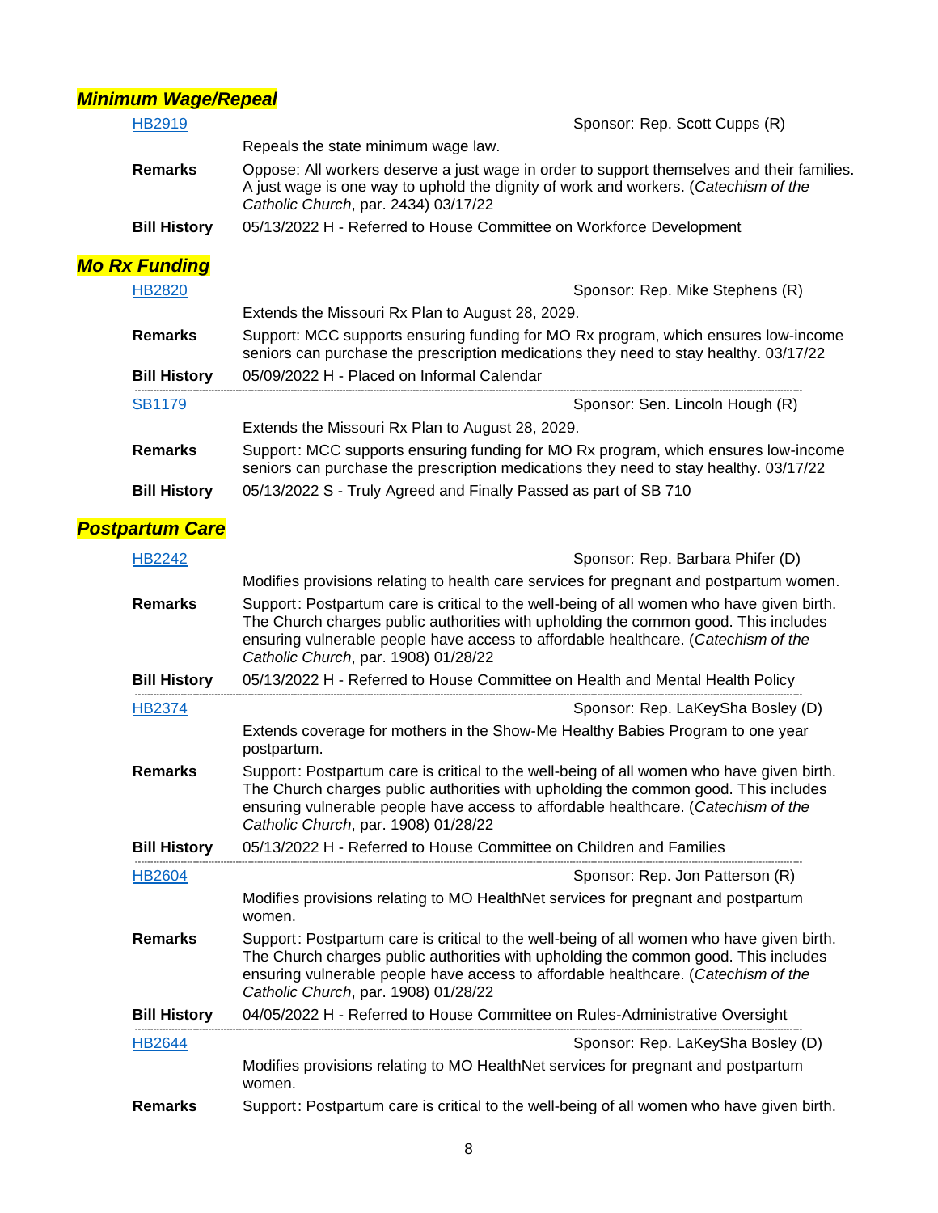## *Minimum Wage/Repeal*

[HB2919](#) Sponsor: Rep. Scott Cupps (R)

Repeals the state minimum wage law.

**Remarks** Oppose: All workers deserve a just wage in order to support themselves and their families. A just wage is one way to uphold the dignity of work and workers. (*Catechism of the Catholic Church*, par. 2434) 03/17/22

**Bill History** 05/13/2022 H - Referred to House Committee on Workforce Development

## *Mo Rx Funding*

[HB2820](#) Sponsor: Rep. Mike Stephens (R)

Extends the Missouri Rx Plan to August 28, 2029.

**Remarks** Support: MCC supports ensuring funding for MO Rx program, which ensures low-income seniors can purchase the prescription medications they need to stay healthy. 03/17/22

**Bill History** 05/09/2022 H - Placed on Informal Calendar

---

[SB1179](#) Sponsor: Sen. Lincoln Hough (R)

Extends the Missouri Rx Plan to August 28, 2029.

**Remarks** Support: MCC supports ensuring funding for MO Rx program, which ensures low-income seniors can purchase the prescription medications they need to stay healthy. 03/17/22

**Bill History** 05/13/2022 S - Truly Agreed and Finally Passed as part of SB 710

## *Postpartum Care*

[HB2242](#) Sponsor: Rep. Barbara Phifer (D)

Modifies provisions relating to health care services for pregnant and postpartum women.

**Remarks** Support: Postpartum care is critical to the well-being of all women who have given birth. The Church charges public authorities with upholding the common good. This includes ensuring vulnerable people have access to affordable healthcare. (*Catechism of the Catholic Church*, par. 1908) 01/28/22

**Bill History** 05/13/2022 H - Referred to House Committee on Health and Mental Health Policy

---

[HB2374](#) Sponsor: Rep. LaKeySha Bosley (D)

Extends coverage for mothers in the Show-Me Healthy Babies Program to one year postpartum.

**Remarks** Support: Postpartum care is critical to the well-being of all women who have given birth. The Church charges public authorities with upholding the common good. This includes ensuring vulnerable people have access to affordable healthcare. (*Catechism of the Catholic Church*, par. 1908) 01/28/22

**Bill History** 05/13/2022 H - Referred to House Committee on Children and Families

---

[HB2604](#) Sponsor: Rep. Jon Patterson (R)

Modifies provisions relating to MO HealthNet services for pregnant and postpartum women.

**Remarks** Support: Postpartum care is critical to the well-being of all women who have given birth. The Church charges public authorities with upholding the common good. This includes ensuring vulnerable people have access to affordable healthcare. (*Catechism of the Catholic Church*, par. 1908) 01/28/22

**Bill History** 04/05/2022 H - Referred to House Committee on Rules-Administrative Oversight

---

[HB2644](#) Sponsor: Rep. LaKeySha Bosley (D)

Modifies provisions relating to MO HealthNet services for pregnant and postpartum women.

**Remarks** Support: Postpartum care is critical to the well-being of all women who have given birth.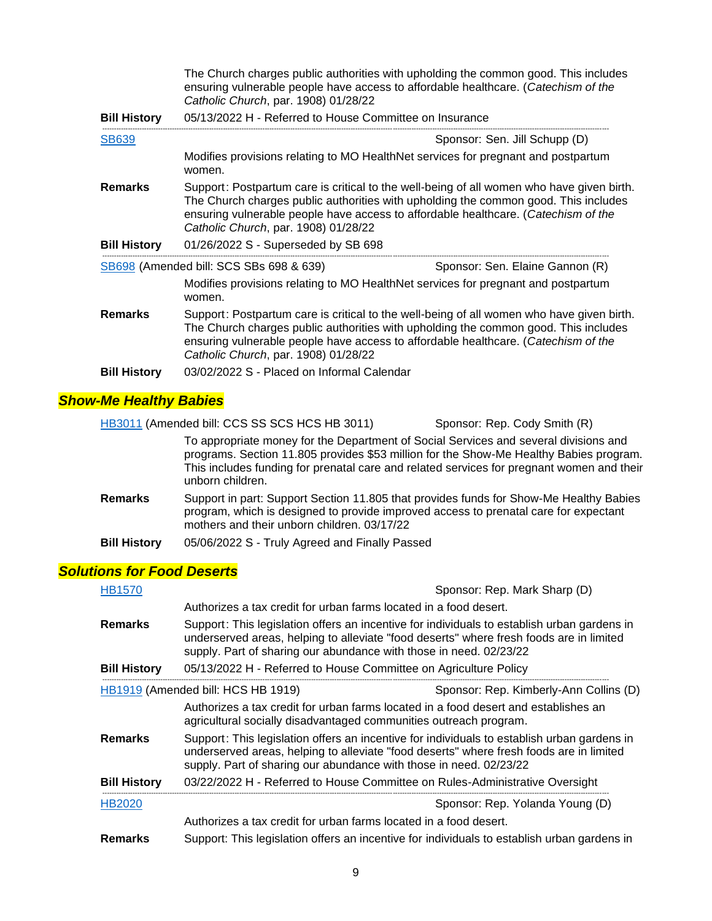The Church charges public authorities with upholding the common good. This includes ensuring vulnerable people have access to affordable healthcare. (*Catechism of the Catholic Church*, par. 1908) 01/28/22

**Bill History** 05/13/2022 H - Referred to House Committee on Insurance

---

SB639 — Sponsor: Sen. Jill Schupp (D)

Modifies provisions relating to MO HealthNet services for pregnant and postpartum women.

**Remarks** Support: Postpartum care is critical to the well-being of all women who have given birth. The Church charges public authorities with upholding the common good. This includes ensuring vulnerable people have access to affordable healthcare. (*Catechism of the Catholic Church*, par. 1908) 01/28/22

**Bill History** 01/26/2022 S - Superseded by SB 698

---

SB698 (Amended bill: SCS SBs 698 & 639) — Sponsor: Sen. Elaine Gannon (R)

Modifies provisions relating to MO HealthNet services for pregnant and postpartum women.

**Remarks** Support: Postpartum care is critical to the well-being of all women who have given birth. The Church charges public authorities with upholding the common good. This includes ensuring vulnerable people have access to affordable healthcare. (*Catechism of the Catholic Church*, par. 1908) 01/28/22

**Bill History** 03/02/2022 S - Placed on Informal Calendar

## *Show-Me Healthy Babies*

HB3011 (Amended bill: CCS SS SCS HCS HB 3011) — Sponsor: Rep. Cody Smith (R)

To appropriate money for the Department of Social Services and several divisions and programs. Section 11.805 provides $53 million for the Show-Me Healthy Babies program. This includes funding for prenatal care and related services for pregnant women and their unborn children.

**Remarks** Support in part: Support Section 11.805 that provides funds for Show-Me Healthy Babies program, which is designed to provide improved access to prenatal care for expectant mothers and their unborn children. 03/17/22

**Bill History** 05/06/2022 S - Truly Agreed and Finally Passed

## *Solutions for Food Deserts*

HB1570 — Sponsor: Rep. Mark Sharp (D)

Authorizes a tax credit for urban farms located in a food desert.

**Remarks** Support: This legislation offers an incentive for individuals to establish urban gardens in underserved areas, helping to alleviate "food deserts" where fresh foods are in limited supply. Part of sharing our abundance with those in need. 02/23/22

**Bill History** 05/13/2022 H - Referred to House Committee on Agriculture Policy

---

HB1919 (Amended bill: HCS HB 1919) — Sponsor: Rep. Kimberly-Ann Collins (D)

Authorizes a tax credit for urban farms located in a food desert and establishes an agricultural socially disadvantaged communities outreach program.

**Remarks** Support: This legislation offers an incentive for individuals to establish urban gardens in underserved areas, helping to alleviate "food deserts" where fresh foods are in limited supply. Part of sharing our abundance with those in need. 02/23/22

**Bill History** 03/22/2022 H - Referred to House Committee on Rules-Administrative Oversight

---

HB2020 — Sponsor: Rep. Yolanda Young (D)

Authorizes a tax credit for urban farms located in a food desert.

**Remarks** Support: This legislation offers an incentive for individuals to establish urban gardens in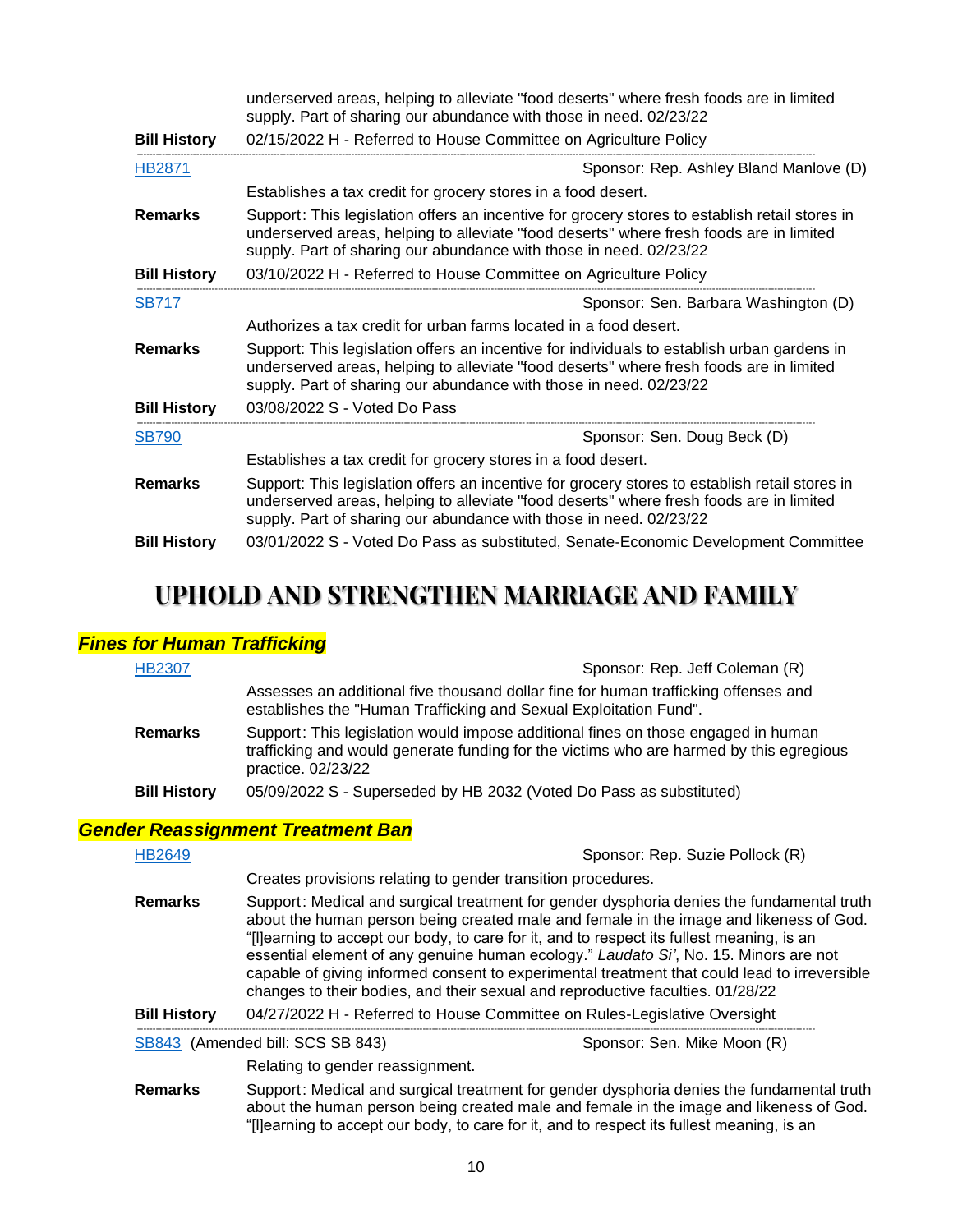underserved areas, helping to alleviate "food deserts" where fresh foods are in limited supply. Part of sharing our abundance with those in need. 02/23/22

**Bill History** 02/15/2022 H - Referred to House Committee on Agriculture Policy

---

HB2871 — Sponsor: Rep. Ashley Bland Manlove (D)

Establishes a tax credit for grocery stores in a food desert.

**Remarks** Support: This legislation offers an incentive for grocery stores to establish retail stores in underserved areas, helping to alleviate "food deserts" where fresh foods are in limited supply. Part of sharing our abundance with those in need. 02/23/22

**Bill History** 03/10/2022 H - Referred to House Committee on Agriculture Policy

---

SB717 — Sponsor: Sen. Barbara Washington (D)

Authorizes a tax credit for urban farms located in a food desert.

**Remarks** Support: This legislation offers an incentive for individuals to establish urban gardens in underserved areas, helping to alleviate "food deserts" where fresh foods are in limited supply. Part of sharing our abundance with those in need. 02/23/22

**Bill History** 03/08/2022 S - Voted Do Pass

---

SB790 — Sponsor: Sen. Doug Beck (D)

Establishes a tax credit for grocery stores in a food desert.

**Remarks** Support: This legislation offers an incentive for grocery stores to establish retail stores in underserved areas, helping to alleviate "food deserts" where fresh foods are in limited supply. Part of sharing our abundance with those in need. 02/23/22

**Bill History** 03/01/2022 S - Voted Do Pass as substituted, Senate-Economic Development Committee

# UPHOLD AND STRENGTHEN MARRIAGE AND FAMILY

## *Fines for Human Trafficking*

HB2307 — Sponsor: Rep. Jeff Coleman (R)

Assesses an additional five thousand dollar fine for human trafficking offenses and establishes the "Human Trafficking and Sexual Exploitation Fund".

**Remarks** Support: This legislation would impose additional fines on those engaged in human trafficking and would generate funding for the victims who are harmed by this egregious practice. 02/23/22

**Bill History** 05/09/2022 S - Superseded by HB 2032 (Voted Do Pass as substituted)

## *Gender Reassignment Treatment Ban*

HB2649 — Sponsor: Rep. Suzie Pollock (R)

Creates provisions relating to gender transition procedures.

**Remarks** Support: Medical and surgical treatment for gender dysphoria denies the fundamental truth about the human person being created male and female in the image and likeness of God. “[l]earning to accept our body, to care for it, and to respect its fullest meaning, is an essential element of any genuine human ecology.” *Laudato Si’*, No. 15. Minors are not capable of giving informed consent to experimental treatment that could lead to irreversible changes to their bodies, and their sexual and reproductive faculties. 01/28/22

**Bill History** 04/27/2022 H - Referred to House Committee on Rules-Legislative Oversight

---

SB843 (Amended bill: SCS SB 843) — Sponsor: Sen. Mike Moon (R)

Relating to gender reassignment.

**Remarks** Support: Medical and surgical treatment for gender dysphoria denies the fundamental truth about the human person being created male and female in the image and likeness of God. “[l]earning to accept our body, to care for it, and to respect its fullest meaning, is an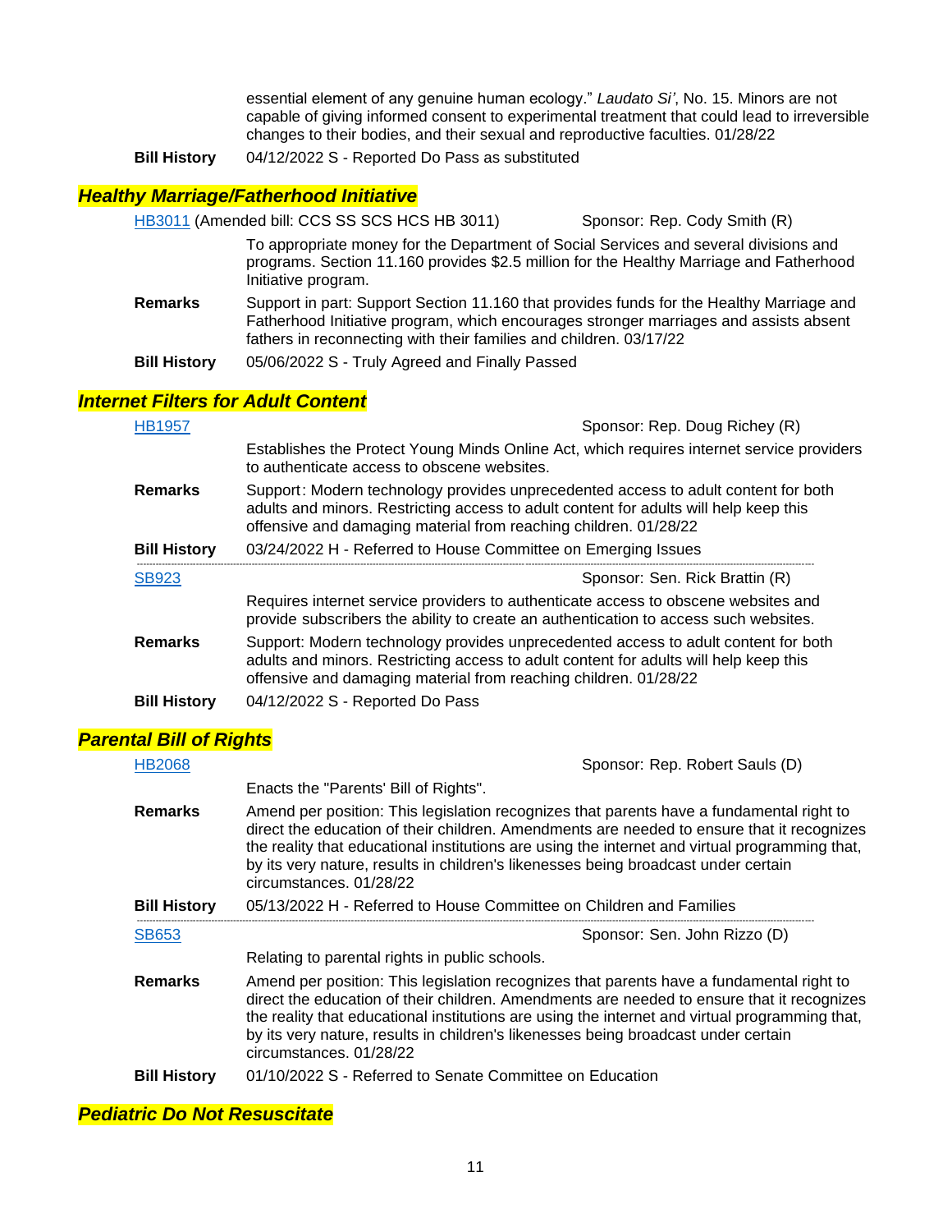essential element of any genuine human ecology." *Laudato Si'*, No. 15. Minors are not capable of giving informed consent to experimental treatment that could lead to irreversible changes to their bodies, and their sexual and reproductive faculties. 01/28/22

**Bill History** 04/12/2022 S - Reported Do Pass as substituted

## *Healthy Marriage/Fatherhood Initiative*

HB3011 (Amended bill: CCS SS SCS HCS HB 3011) — Sponsor: Rep. Cody Smith (R)

To appropriate money for the Department of Social Services and several divisions and programs. Section 11.160 provides $2.5 million for the Healthy Marriage and Fatherhood Initiative program.

**Remarks** Support in part: Support Section 11.160 that provides funds for the Healthy Marriage and Fatherhood Initiative program, which encourages stronger marriages and assists absent fathers in reconnecting with their families and children. 03/17/22

**Bill History** 05/06/2022 S - Truly Agreed and Finally Passed

## *Internet Filters for Adult Content*

HB1957 — Sponsor: Rep. Doug Richey (R)

Establishes the Protect Young Minds Online Act, which requires internet service providers to authenticate access to obscene websites.

**Remarks** Support: Modern technology provides unprecedented access to adult content for both adults and minors. Restricting access to adult content for adults will help keep this offensive and damaging material from reaching children. 01/28/22

**Bill History** 03/24/2022 H - Referred to House Committee on Emerging Issues

---

SB923 — Sponsor: Sen. Rick Brattin (R)

Requires internet service providers to authenticate access to obscene websites and provide subscribers the ability to create an authentication to access such websites.

**Remarks** Support: Modern technology provides unprecedented access to adult content for both adults and minors. Restricting access to adult content for adults will help keep this offensive and damaging material from reaching children. 01/28/22

**Bill History** 04/12/2022 S - Reported Do Pass

## *Parental Bill of Rights*

HB2068 — Sponsor: Rep. Robert Sauls (D)

Enacts the "Parents' Bill of Rights".

**Remarks** Amend per position: This legislation recognizes that parents have a fundamental right to direct the education of their children. Amendments are needed to ensure that it recognizes the reality that educational institutions are using the internet and virtual programming that, by its very nature, results in children's likenesses being broadcast under certain circumstances. 01/28/22

**Bill History** 05/13/2022 H - Referred to House Committee on Children and Families

---

SB653 — Sponsor: Sen. John Rizzo (D)

Relating to parental rights in public schools.

**Remarks** Amend per position: This legislation recognizes that parents have a fundamental right to direct the education of their children. Amendments are needed to ensure that it recognizes the reality that educational institutions are using the internet and virtual programming that, by its very nature, results in children's likenesses being broadcast under certain circumstances. 01/28/22

**Bill History** 01/10/2022 S - Referred to Senate Committee on Education

## *Pediatric Do Not Resuscitate*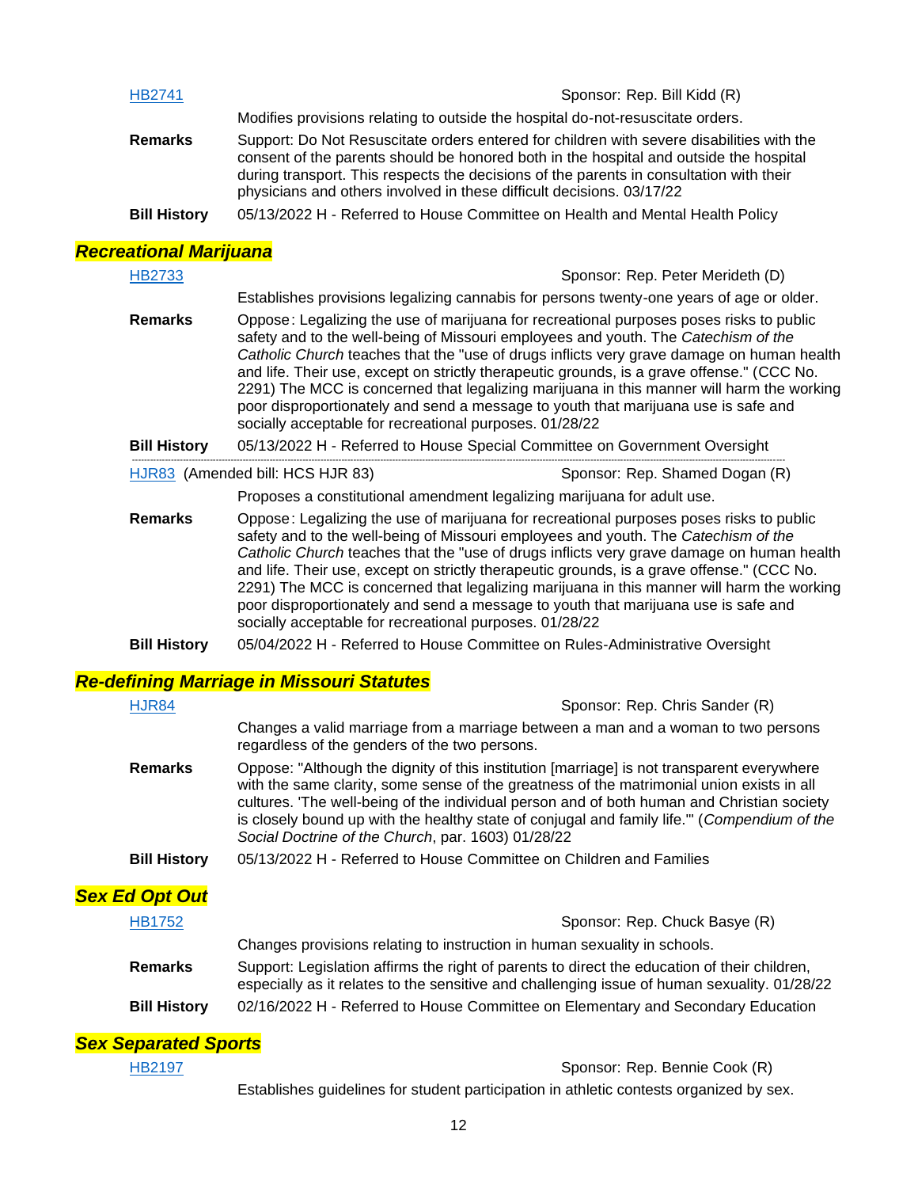HB2741 Sponsor: Rep. Bill Kidd (R)

Modifies provisions relating to outside the hospital do-not-resuscitate orders.

**Remarks** Support: Do Not Resuscitate orders entered for children with severe disabilities with the consent of the parents should be honored both in the hospital and outside the hospital during transport. This respects the decisions of the parents in consultation with their physicians and others involved in these difficult decisions. 03/17/22

**Bill History** 05/13/2022 H - Referred to House Committee on Health and Mental Health Policy

## *Recreational Marijuana*

HB2733 Sponsor: Rep. Peter Merideth (D)

Establishes provisions legalizing cannabis for persons twenty-one years of age or older.

**Remarks** Oppose: Legalizing the use of marijuana for recreational purposes poses risks to public safety and to the well-being of Missouri employees and youth. The *Catechism of the Catholic Church* teaches that the "use of drugs inflicts very grave damage on human health and life. Their use, except on strictly therapeutic grounds, is a grave offense." (CCC No. 2291) The MCC is concerned that legalizing marijuana in this manner will harm the working poor disproportionately and send a message to youth that marijuana use is safe and socially acceptable for recreational purposes. 01/28/22

**Bill History** 05/13/2022 H - Referred to House Special Committee on Government Oversight

---

HJR83 (Amended bill: HCS HJR 83) Sponsor: Rep. Shamed Dogan (R)

Proposes a constitutional amendment legalizing marijuana for adult use.

**Remarks** Oppose: Legalizing the use of marijuana for recreational purposes poses risks to public safety and to the well-being of Missouri employees and youth. The *Catechism of the Catholic Church* teaches that the "use of drugs inflicts very grave damage on human health and life. Their use, except on strictly therapeutic grounds, is a grave offense." (CCC No. 2291) The MCC is concerned that legalizing marijuana in this manner will harm the working poor disproportionately and send a message to youth that marijuana use is safe and socially acceptable for recreational purposes. 01/28/22

**Bill History** 05/04/2022 H - Referred to House Committee on Rules-Administrative Oversight

## *Re-defining Marriage in Missouri Statutes*

HJR84 Sponsor: Rep. Chris Sander (R)

Changes a valid marriage from a marriage between a man and a woman to two persons regardless of the genders of the two persons.

**Remarks** Oppose: "Although the dignity of this institution [marriage] is not transparent everywhere with the same clarity, some sense of the greatness of the matrimonial union exists in all cultures. 'The well-being of the individual person and of both human and Christian society is closely bound up with the healthy state of conjugal and family life.'" (*Compendium of the Social Doctrine of the Church*, par. 1603) 01/28/22

**Bill History** 05/13/2022 H - Referred to House Committee on Children and Families

## *Sex Ed Opt Out*

HB1752 Sponsor: Rep. Chuck Basye (R)

Changes provisions relating to instruction in human sexuality in schools.

**Remarks** Support: Legislation affirms the right of parents to direct the education of their children, especially as it relates to the sensitive and challenging issue of human sexuality. 01/28/22

**Bill History** 02/16/2022 H - Referred to House Committee on Elementary and Secondary Education

## *Sex Separated Sports*

HB2197 Sponsor: Rep. Bennie Cook (R)

Establishes guidelines for student participation in athletic contests organized by sex.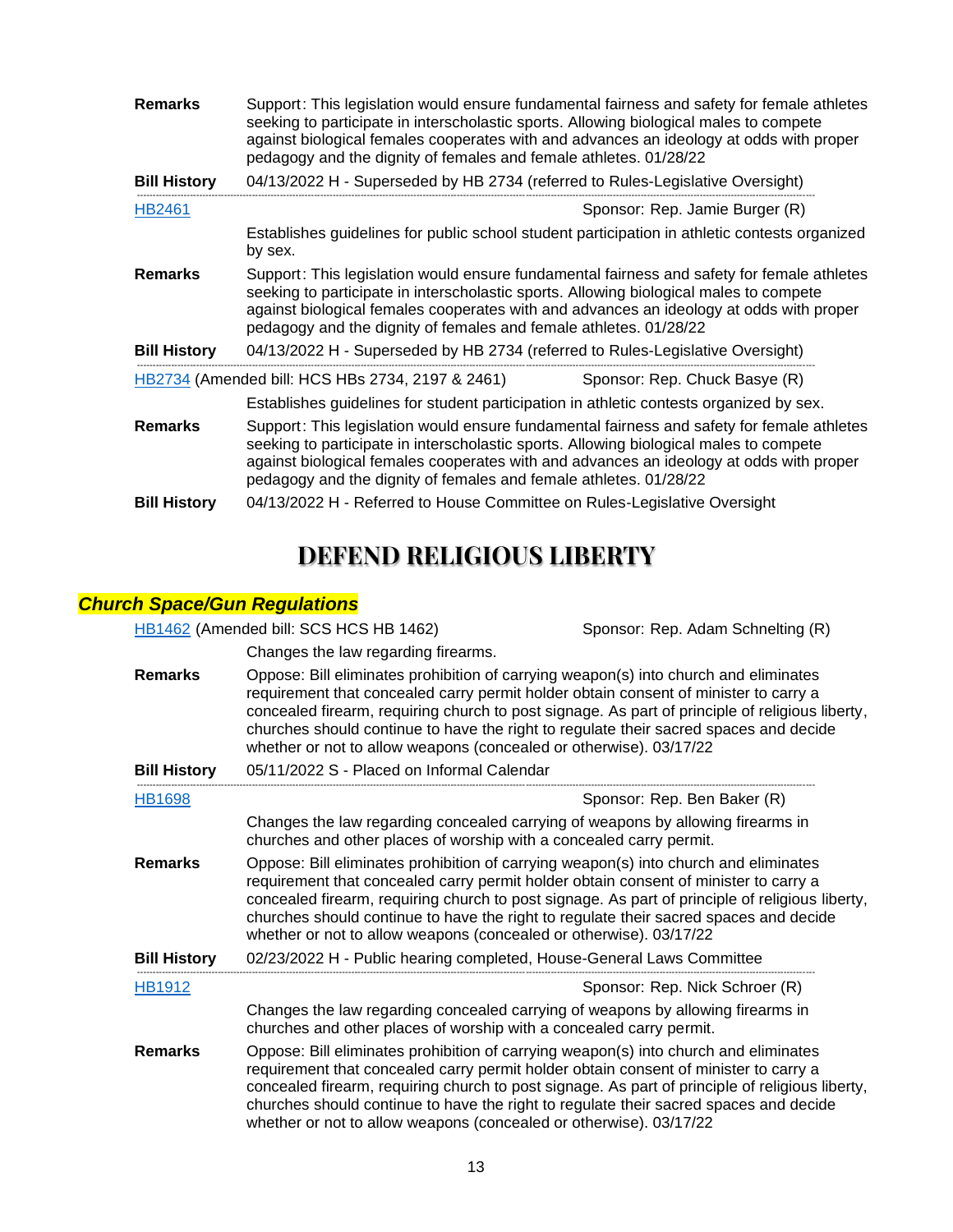**Remarks** Support: This legislation would ensure fundamental fairness and safety for female athletes seeking to participate in interscholastic sports. Allowing biological males to compete against biological females cooperates with and advances an ideology at odds with proper pedagogy and the dignity of females and female athletes. 01/28/22

**Bill History** 04/13/2022 H - Superseded by HB 2734 (referred to Rules-Legislative Oversight)

---

HB2461 — Sponsor: Rep. Jamie Burger (R)

Establishes guidelines for public school student participation in athletic contests organized by sex.

**Remarks** Support: This legislation would ensure fundamental fairness and safety for female athletes seeking to participate in interscholastic sports. Allowing biological males to compete against biological females cooperates with and advances an ideology at odds with proper pedagogy and the dignity of females and female athletes. 01/28/22

**Bill History** 04/13/2022 H - Superseded by HB 2734 (referred to Rules-Legislative Oversight)

---

HB2734 (Amended bill: HCS HBs 2734, 2197 & 2461) — Sponsor: Rep. Chuck Basye (R)

Establishes guidelines for student participation in athletic contests organized by sex.

**Remarks** Support: This legislation would ensure fundamental fairness and safety for female athletes seeking to participate in interscholastic sports. Allowing biological males to compete against biological females cooperates with and advances an ideology at odds with proper pedagogy and the dignity of females and female athletes. 01/28/22

**Bill History** 04/13/2022 H - Referred to House Committee on Rules-Legislative Oversight

# DEFEND RELIGIOUS LIBERTY

## *Church Space/Gun Regulations*

HB1462 (Amended bill: SCS HCS HB 1462) — Sponsor: Rep. Adam Schnelting (R)

Changes the law regarding firearms.

**Remarks** Oppose: Bill eliminates prohibition of carrying weapon(s) into church and eliminates requirement that concealed carry permit holder obtain consent of minister to carry a concealed firearm, requiring church to post signage. As part of principle of religious liberty, churches should continue to have the right to regulate their sacred spaces and decide whether or not to allow weapons (concealed or otherwise). 03/17/22

**Bill History** 05/11/2022 S - Placed on Informal Calendar

---

HB1698 — Sponsor: Rep. Ben Baker (R)

Changes the law regarding concealed carrying of weapons by allowing firearms in churches and other places of worship with a concealed carry permit.

**Remarks** Oppose: Bill eliminates prohibition of carrying weapon(s) into church and eliminates requirement that concealed carry permit holder obtain consent of minister to carry a concealed firearm, requiring church to post signage. As part of principle of religious liberty, churches should continue to have the right to regulate their sacred spaces and decide whether or not to allow weapons (concealed or otherwise). 03/17/22

**Bill History** 02/23/2022 H - Public hearing completed, House-General Laws Committee

---

HB1912 — Sponsor: Rep. Nick Schroer (R)

Changes the law regarding concealed carrying of weapons by allowing firearms in churches and other places of worship with a concealed carry permit.

**Remarks** Oppose: Bill eliminates prohibition of carrying weapon(s) into church and eliminates requirement that concealed carry permit holder obtain consent of minister to carry a concealed firearm, requiring church to post signage. As part of principle of religious liberty, churches should continue to have the right to regulate their sacred spaces and decide whether or not to allow weapons (concealed or otherwise). 03/17/22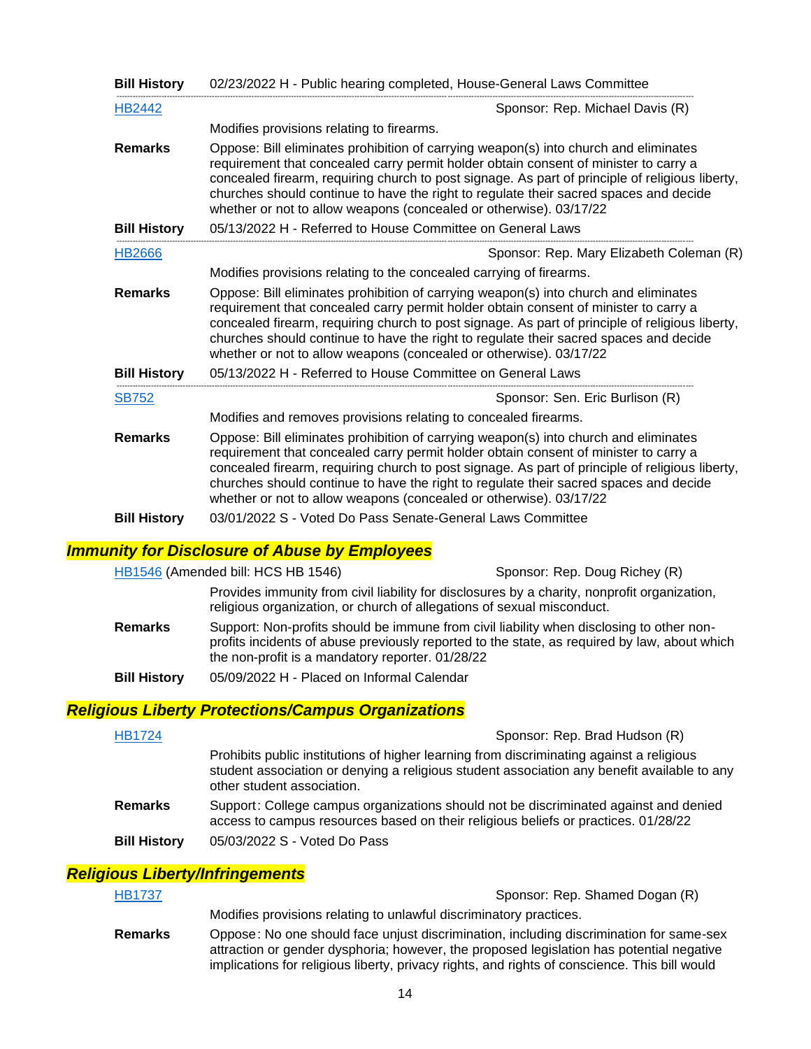**Bill History** 02/23/2022 H - Public hearing completed, House-General Laws Committee

---

HB2442 — Sponsor: Rep. Michael Davis (R)

Modifies provisions relating to firearms.

**Remarks** Oppose: Bill eliminates prohibition of carrying weapon(s) into church and eliminates requirement that concealed carry permit holder obtain consent of minister to carry a concealed firearm, requiring church to post signage. As part of principle of religious liberty, churches should continue to have the right to regulate their sacred spaces and decide whether or not to allow weapons (concealed or otherwise). 03/17/22

**Bill History** 05/13/2022 H - Referred to House Committee on General Laws

---

HB2666 — Sponsor: Rep. Mary Elizabeth Coleman (R)

Modifies provisions relating to the concealed carrying of firearms.

**Remarks** Oppose: Bill eliminates prohibition of carrying weapon(s) into church and eliminates requirement that concealed carry permit holder obtain consent of minister to carry a concealed firearm, requiring church to post signage. As part of principle of religious liberty, churches should continue to have the right to regulate their sacred spaces and decide whether or not to allow weapons (concealed or otherwise). 03/17/22

**Bill History** 05/13/2022 H - Referred to House Committee on General Laws

---

SB752 — Sponsor: Sen. Eric Burlison (R)

Modifies and removes provisions relating to concealed firearms.

**Remarks** Oppose: Bill eliminates prohibition of carrying weapon(s) into church and eliminates requirement that concealed carry permit holder obtain consent of minister to carry a concealed firearm, requiring church to post signage. As part of principle of religious liberty, churches should continue to have the right to regulate their sacred spaces and decide whether or not to allow weapons (concealed or otherwise). 03/17/22

**Bill History** 03/01/2022 S - Voted Do Pass Senate-General Laws Committee

## *Immunity for Disclosure of Abuse by Employees*

HB1546 (Amended bill: HCS HB 1546) — Sponsor: Rep. Doug Richey (R)

Provides immunity from civil liability for disclosures by a charity, nonprofit organization, religious organization, or church of allegations of sexual misconduct.

**Remarks** Support: Non-profits should be immune from civil liability when disclosing to other non-profits incidents of abuse previously reported to the state, as required by law, about which the non-profit is a mandatory reporter. 01/28/22

**Bill History** 05/09/2022 H - Placed on Informal Calendar

## *Religious Liberty Protections/Campus Organizations*

HB1724 — Sponsor: Rep. Brad Hudson (R)

Prohibits public institutions of higher learning from discriminating against a religious student association or denying a religious student association any benefit available to any other student association.

**Remarks** Support: College campus organizations should not be discriminated against and denied access to campus resources based on their religious beliefs or practices. 01/28/22

**Bill History** 05/03/2022 S - Voted Do Pass

## *Religious Liberty/Infringements*

HB1737 — Sponsor: Rep. Shamed Dogan (R)

Modifies provisions relating to unlawful discriminatory practices.

**Remarks** Oppose: No one should face unjust discrimination, including discrimination for same-sex attraction or gender dysphoria; however, the proposed legislation has potential negative implications for religious liberty, privacy rights, and rights of conscience. This bill would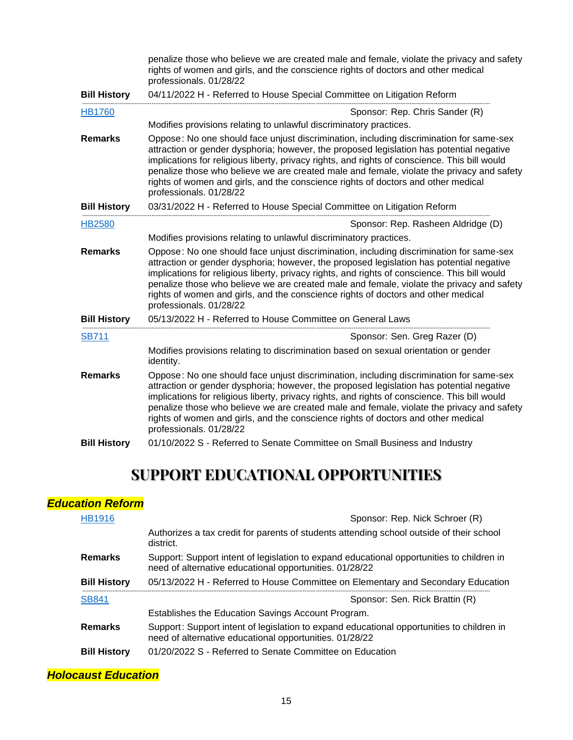penalize those who believe we are created male and female, violate the privacy and safety rights of women and girls, and the conscience rights of doctors and other medical professionals. 01/28/22

**Bill History** 04/11/2022 H - Referred to House Special Committee on Litigation Reform

---

HB1760 — Sponsor: Rep. Chris Sander (R)

Modifies provisions relating to unlawful discriminatory practices.

**Remarks** Oppose: No one should face unjust discrimination, including discrimination for same-sex attraction or gender dysphoria; however, the proposed legislation has potential negative implications for religious liberty, privacy rights, and rights of conscience. This bill would penalize those who believe we are created male and female, violate the privacy and safety rights of women and girls, and the conscience rights of doctors and other medical professionals. 01/28/22

**Bill History** 03/31/2022 H - Referred to House Special Committee on Litigation Reform

---

HB2580 — Sponsor: Rep. Rasheen Aldridge (D)

Modifies provisions relating to unlawful discriminatory practices.

**Remarks** Oppose: No one should face unjust discrimination, including discrimination for same-sex attraction or gender dysphoria; however, the proposed legislation has potential negative implications for religious liberty, privacy rights, and rights of conscience. This bill would penalize those who believe we are created male and female, violate the privacy and safety rights of women and girls, and the conscience rights of doctors and other medical professionals. 01/28/22

**Bill History** 05/13/2022 H - Referred to House Committee on General Laws

---

SB711 — Sponsor: Sen. Greg Razer (D)

Modifies provisions relating to discrimination based on sexual orientation or gender identity.

**Remarks** Oppose: No one should face unjust discrimination, including discrimination for same-sex attraction or gender dysphoria; however, the proposed legislation has potential negative implications for religious liberty, privacy rights, and rights of conscience. This bill would penalize those who believe we are created male and female, violate the privacy and safety rights of women and girls, and the conscience rights of doctors and other medical professionals. 01/28/22

**Bill History** 01/10/2022 S - Referred to Senate Committee on Small Business and Industry

# SUPPORT EDUCATIONAL OPPORTUNITIES

## *Education Reform*

HB1916 — Sponsor: Rep. Nick Schroer (R)

Authorizes a tax credit for parents of students attending school outside of their school district.

**Remarks** Support: Support intent of legislation to expand educational opportunities to children in need of alternative educational opportunities. 01/28/22

**Bill History** 05/13/2022 H - Referred to House Committee on Elementary and Secondary Education

---

SB841 — Sponsor: Sen. Rick Brattin (R)

Establishes the Education Savings Account Program.

**Remarks** Support: Support intent of legislation to expand educational opportunities to children in need of alternative educational opportunities. 01/28/22

**Bill History** 01/20/2022 S - Referred to Senate Committee on Education

## *Holocaust Education*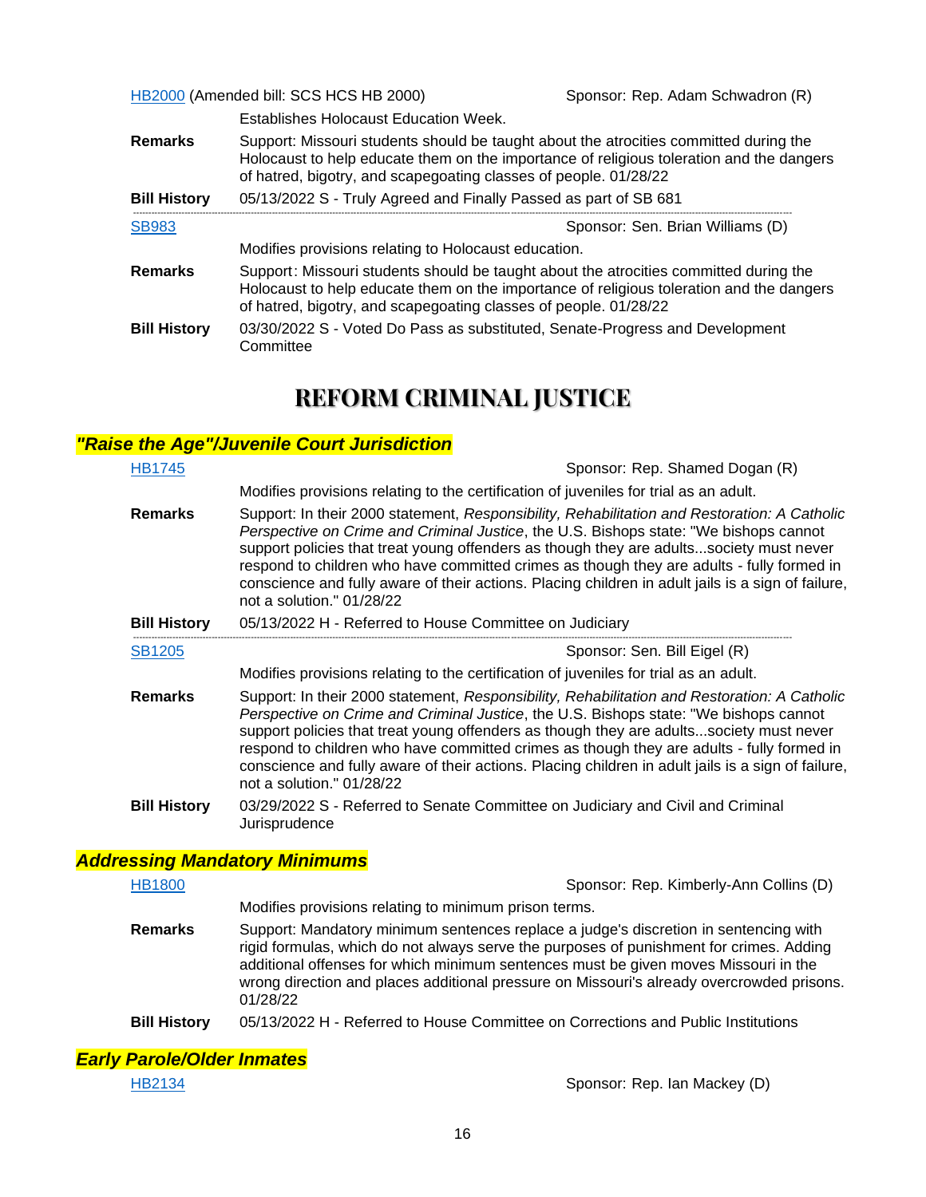[HB2000](#) (Amended bill: SCS HCS HB 2000) Sponsor: Rep. Adam Schwadron (R)

Establishes Holocaust Education Week.

**Remarks** Support: Missouri students should be taught about the atrocities committed during the Holocaust to help educate them on the importance of religious toleration and the dangers of hatred, bigotry, and scapegoating classes of people. 01/28/22

**Bill History** 05/13/2022 S - Truly Agreed and Finally Passed as part of SB 681

---

[SB983](#) Sponsor: Sen. Brian Williams (D)

Modifies provisions relating to Holocaust education.

**Remarks** Support: Missouri students should be taught about the atrocities committed during the Holocaust to help educate them on the importance of religious toleration and the dangers of hatred, bigotry, and scapegoating classes of people. 01/28/22

**Bill History** 03/30/2022 S - Voted Do Pass as substituted, Senate-Progress and Development Committee

# REFORM CRIMINAL JUSTICE

## *"Raise the Age"/Juvenile Court Jurisdiction*

[HB1745](#) Sponsor: Rep. Shamed Dogan (R)

Modifies provisions relating to the certification of juveniles for trial as an adult.

**Remarks** Support: In their 2000 statement, *Responsibility, Rehabilitation and Restoration: A Catholic Perspective on Crime and Criminal Justice*, the U.S. Bishops state: "We bishops cannot support policies that treat young offenders as though they are adults...society must never respond to children who have committed crimes as though they are adults - fully formed in conscience and fully aware of their actions. Placing children in adult jails is a sign of failure, not a solution." 01/28/22

**Bill History** 05/13/2022 H - Referred to House Committee on Judiciary

---

[SB1205](#) Sponsor: Sen. Bill Eigel (R)

Modifies provisions relating to the certification of juveniles for trial as an adult.

**Remarks** Support: In their 2000 statement, *Responsibility, Rehabilitation and Restoration: A Catholic Perspective on Crime and Criminal Justice*, the U.S. Bishops state: "We bishops cannot support policies that treat young offenders as though they are adults...society must never respond to children who have committed crimes as though they are adults - fully formed in conscience and fully aware of their actions. Placing children in adult jails is a sign of failure, not a solution." 01/28/22

**Bill History** 03/29/2022 S - Referred to Senate Committee on Judiciary and Civil and Criminal Jurisprudence

## *Addressing Mandatory Minimums*

[HB1800](#) Sponsor: Rep. Kimberly-Ann Collins (D)

Modifies provisions relating to minimum prison terms.

**Remarks** Support: Mandatory minimum sentences replace a judge's discretion in sentencing with rigid formulas, which do not always serve the purposes of punishment for crimes. Adding additional offenses for which minimum sentences must be given moves Missouri in the wrong direction and places additional pressure on Missouri's already overcrowded prisons. 01/28/22

**Bill History** 05/13/2022 H - Referred to House Committee on Corrections and Public Institutions

## *Early Parole/Older Inmates*

[HB2134](#) Sponsor: Rep. Ian Mackey (D)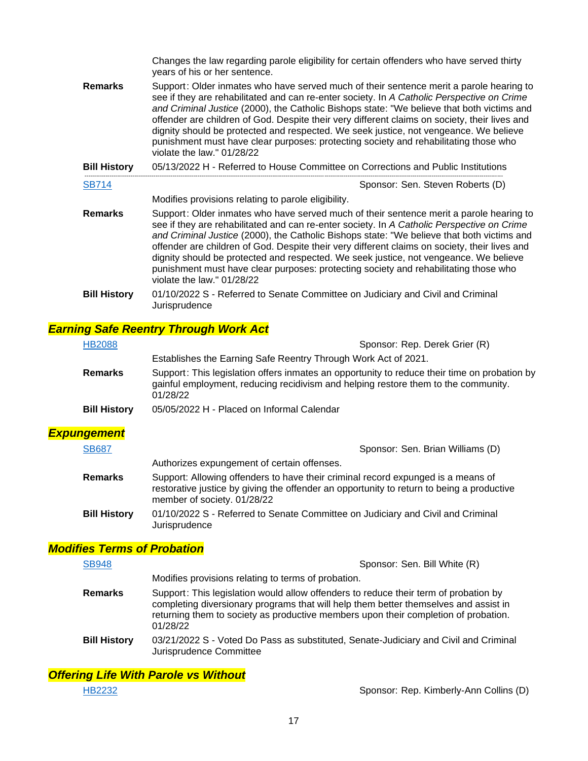Changes the law regarding parole eligibility for certain offenders who have served thirty years of his or her sentence.

**Remarks** Support: Older inmates who have served much of their sentence merit a parole hearing to see if they are rehabilitated and can re-enter society. In *A Catholic Perspective on Crime and Criminal Justice* (2000), the Catholic Bishops state: "We believe that both victims and offender are children of God. Despite their very different claims on society, their lives and dignity should be protected and respected. We seek justice, not vengeance. We believe punishment must have clear purposes: protecting society and rehabilitating those who violate the law." 01/28/22

**Bill History** 05/13/2022 H - Referred to House Committee on Corrections and Public Institutions

---

SB714 — Sponsor: Sen. Steven Roberts (D)

Modifies provisions relating to parole eligibility.

**Remarks** Support: Older inmates who have served much of their sentence merit a parole hearing to see if they are rehabilitated and can re-enter society. In *A Catholic Perspective on Crime and Criminal Justice* (2000), the Catholic Bishops state: "We believe that both victims and offender are children of God. Despite their very different claims on society, their lives and dignity should be protected and respected. We seek justice, not vengeance. We believe punishment must have clear purposes: protecting society and rehabilitating those who violate the law." 01/28/22

**Bill History** 01/10/2022 S - Referred to Senate Committee on Judiciary and Civil and Criminal Jurisprudence

## *Earning Safe Reentry Through Work Act*

HB2088 — Sponsor: Rep. Derek Grier (R)

Establishes the Earning Safe Reentry Through Work Act of 2021.

**Remarks** Support: This legislation offers inmates an opportunity to reduce their time on probation by gainful employment, reducing recidivism and helping restore them to the community. 01/28/22

**Bill History** 05/05/2022 H - Placed on Informal Calendar

## *Expungement*

SB687 — Sponsor: Sen. Brian Williams (D)

Authorizes expungement of certain offenses.

**Remarks** Support: Allowing offenders to have their criminal record expunged is a means of restorative justice by giving the offender an opportunity to return to being a productive member of society. 01/28/22

**Bill History** 01/10/2022 S - Referred to Senate Committee on Judiciary and Civil and Criminal Jurisprudence

## *Modifies Terms of Probation*

SB948 — Sponsor: Sen. Bill White (R)

Modifies provisions relating to terms of probation.

**Remarks** Support: This legislation would allow offenders to reduce their term of probation by completing diversionary programs that will help them better themselves and assist in returning them to society as productive members upon their completion of probation. 01/28/22

**Bill History** 03/21/2022 S - Voted Do Pass as substituted, Senate-Judiciary and Civil and Criminal Jurisprudence Committee

## *Offering Life With Parole vs Without*

HB2232 — Sponsor: Rep. Kimberly-Ann Collins (D)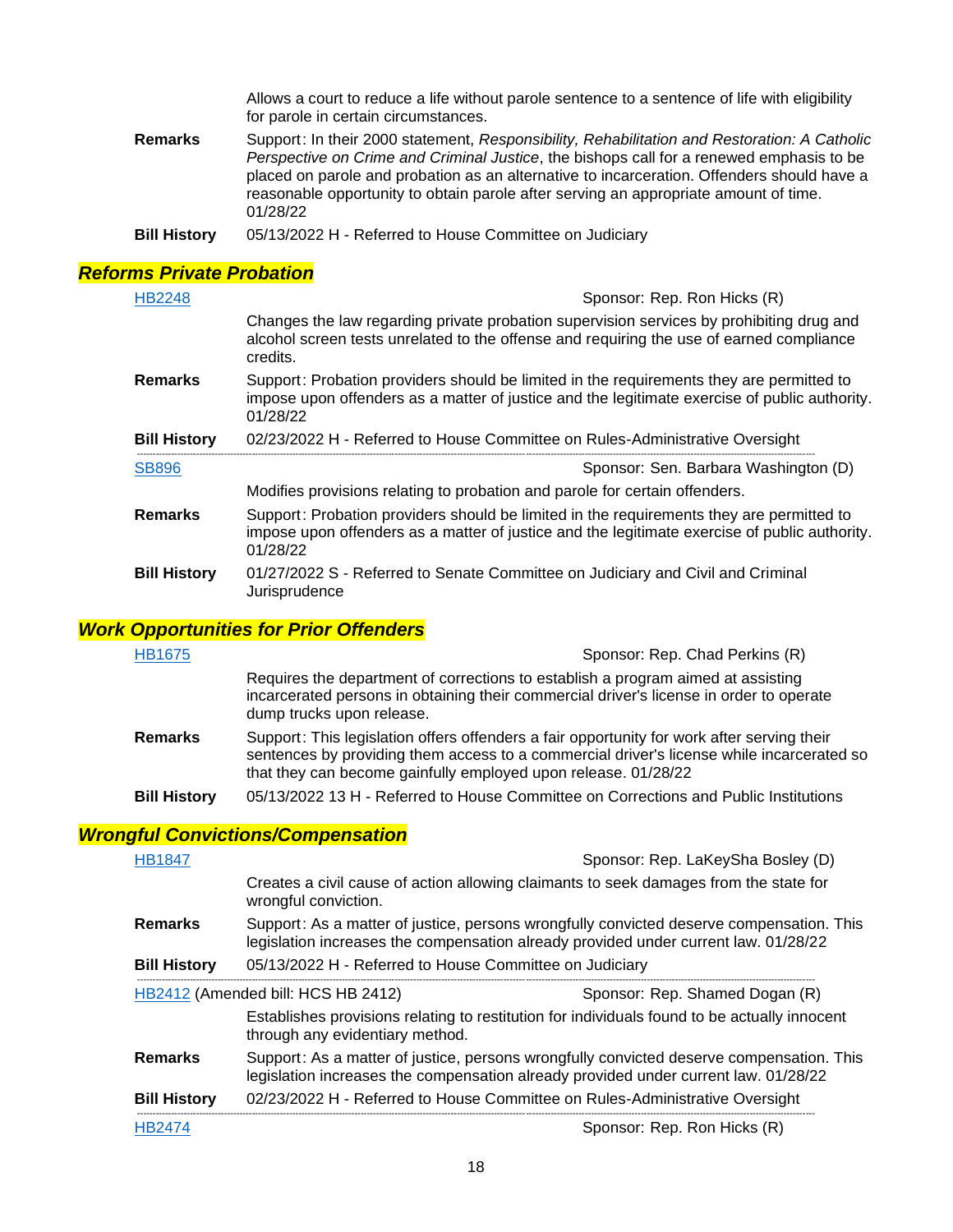Allows a court to reduce a life without parole sentence to a sentence of life with eligibility for parole in certain circumstances.

**Remarks** Support: In their 2000 statement, *Responsibility, Rehabilitation and Restoration: A Catholic Perspective on Crime and Criminal Justice*, the bishops call for a renewed emphasis to be placed on parole and probation as an alternative to incarceration. Offenders should have a reasonable opportunity to obtain parole after serving an appropriate amount of time. 01/28/22

**Bill History** 05/13/2022 H - Referred to House Committee on Judiciary

## *Reforms Private Probation*

HB2248 — Sponsor: Rep. Ron Hicks (R)

Changes the law regarding private probation supervision services by prohibiting drug and alcohol screen tests unrelated to the offense and requiring the use of earned compliance credits.

**Remarks** Support: Probation providers should be limited in the requirements they are permitted to impose upon offenders as a matter of justice and the legitimate exercise of public authority. 01/28/22

**Bill History** 02/23/2022 H - Referred to House Committee on Rules-Administrative Oversight

---

SB896 — Sponsor: Sen. Barbara Washington (D)

Modifies provisions relating to probation and parole for certain offenders.

**Remarks** Support: Probation providers should be limited in the requirements they are permitted to impose upon offenders as a matter of justice and the legitimate exercise of public authority. 01/28/22

**Bill History** 01/27/2022 S - Referred to Senate Committee on Judiciary and Civil and Criminal Jurisprudence

## *Work Opportunities for Prior Offenders*

HB1675 — Sponsor: Rep. Chad Perkins (R)

Requires the department of corrections to establish a program aimed at assisting incarcerated persons in obtaining their commercial driver's license in order to operate dump trucks upon release.

**Remarks** Support: This legislation offers offenders a fair opportunity for work after serving their sentences by providing them access to a commercial driver's license while incarcerated so that they can become gainfully employed upon release. 01/28/22

**Bill History** 05/13/2022 13 H - Referred to House Committee on Corrections and Public Institutions

## *Wrongful Convictions/Compensation*

HB1847 — Sponsor: Rep. LaKeySha Bosley (D)

Creates a civil cause of action allowing claimants to seek damages from the state for wrongful conviction.

**Remarks** Support: As a matter of justice, persons wrongfully convicted deserve compensation. This legislation increases the compensation already provided under current law. 01/28/22

**Bill History** 05/13/2022 H - Referred to House Committee on Judiciary

---

HB2412 (Amended bill: HCS HB 2412) — Sponsor: Rep. Shamed Dogan (R)

Establishes provisions relating to restitution for individuals found to be actually innocent through any evidentiary method.

**Remarks** Support: As a matter of justice, persons wrongfully convicted deserve compensation. This legislation increases the compensation already provided under current law. 01/28/22

**Bill History** 02/23/2022 H - Referred to House Committee on Rules-Administrative Oversight

---

HB2474 — Sponsor: Rep. Ron Hicks (R)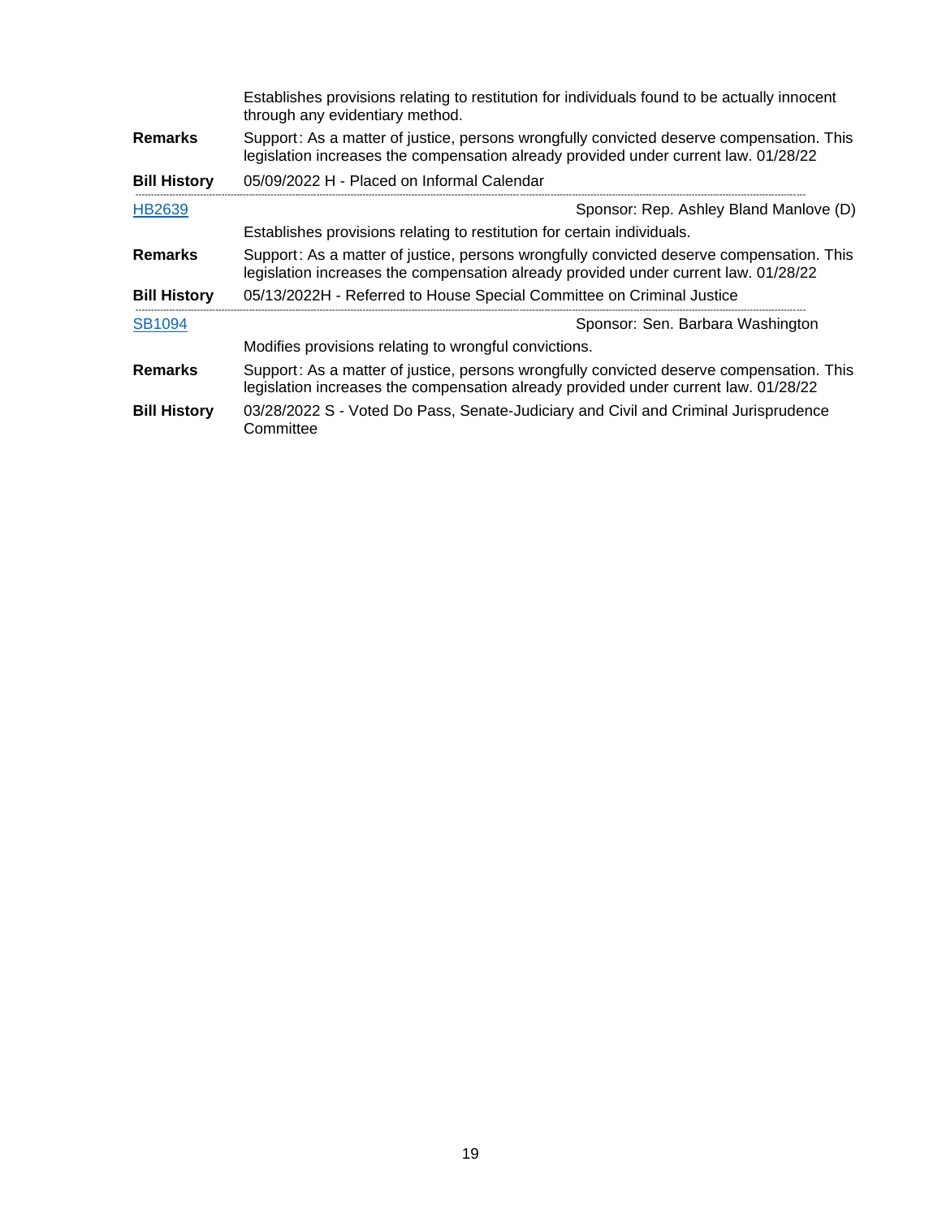| | |
|---|---|
| | Establishes provisions relating to restitution for individuals found to be actually innocent through any evidentiary method. |
| **Remarks** | Support: As a matter of justice, persons wrongfully convicted deserve compensation. This legislation increases the compensation already provided under current law. 01/28/22 |
| **Bill History** | 05/09/2022 H - Placed on Informal Calendar |

---

| | |
|---|---|
| [HB2639]() | Sponsor: Rep. Ashley Bland Manlove (D) |
| | Establishes provisions relating to restitution for certain individuals. |
| **Remarks** | Support: As a matter of justice, persons wrongfully convicted deserve compensation. This legislation increases the compensation already provided under current law. 01/28/22 |
| **Bill History** | 05/13/2022H - Referred to House Special Committee on Criminal Justice |

---

| | |
|---|---|
| [SB1094]() | Sponsor: Sen. Barbara Washington |
| | Modifies provisions relating to wrongful convictions. |
| **Remarks** | Support: As a matter of justice, persons wrongfully convicted deserve compensation. This legislation increases the compensation already provided under current law. 01/28/22 |
| **Bill History** | 03/28/2022 S - Voted Do Pass, Senate-Judiciary and Civil and Criminal Jurisprudence Committee |